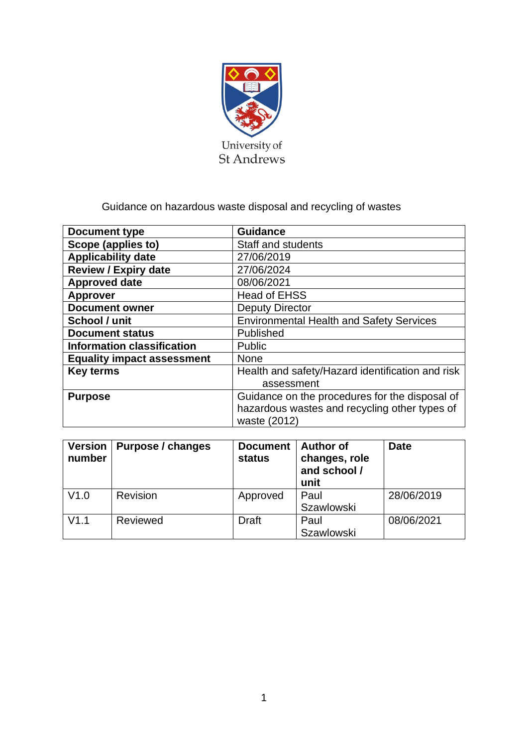University of St Andrews

Guidance on hazardous waste disposal and recycling of wastes

| **Document type** | **Guidance** |
| --- | --- |
| **Scope (applies to)** | Staff and students |
| **Applicability date** | 27/06/2019 |
| **Review / Expiry date** | 27/06/2024 |
| **Approved date** | 08/06/2021 |
| **Approver** | Head of EHSS |
| **Document owner** | Deputy Director |
| **School / unit** | Environmental Health and Safety Services |
| **Document status** | Published |
| **Information classification** | Public |
| **Equality impact assessment** | None |
| **Key terms** | Health and safety/Hazard identification and risk assessment |
| **Purpose** | Guidance on the procedures for the disposal of hazardous wastes and recycling other types of waste (2012) |

| **Version number** | **Purpose / changes** | **Document status** | **Author of changes, role and school / unit** | **Date** |
| --- | --- | --- | --- | --- |
| V1.0 | Revision | Approved | Paul Szawlowski | 28/06/2019 |
| V1.1 | Reviewed | Draft | Paul Szawlowski | 08/06/2021 |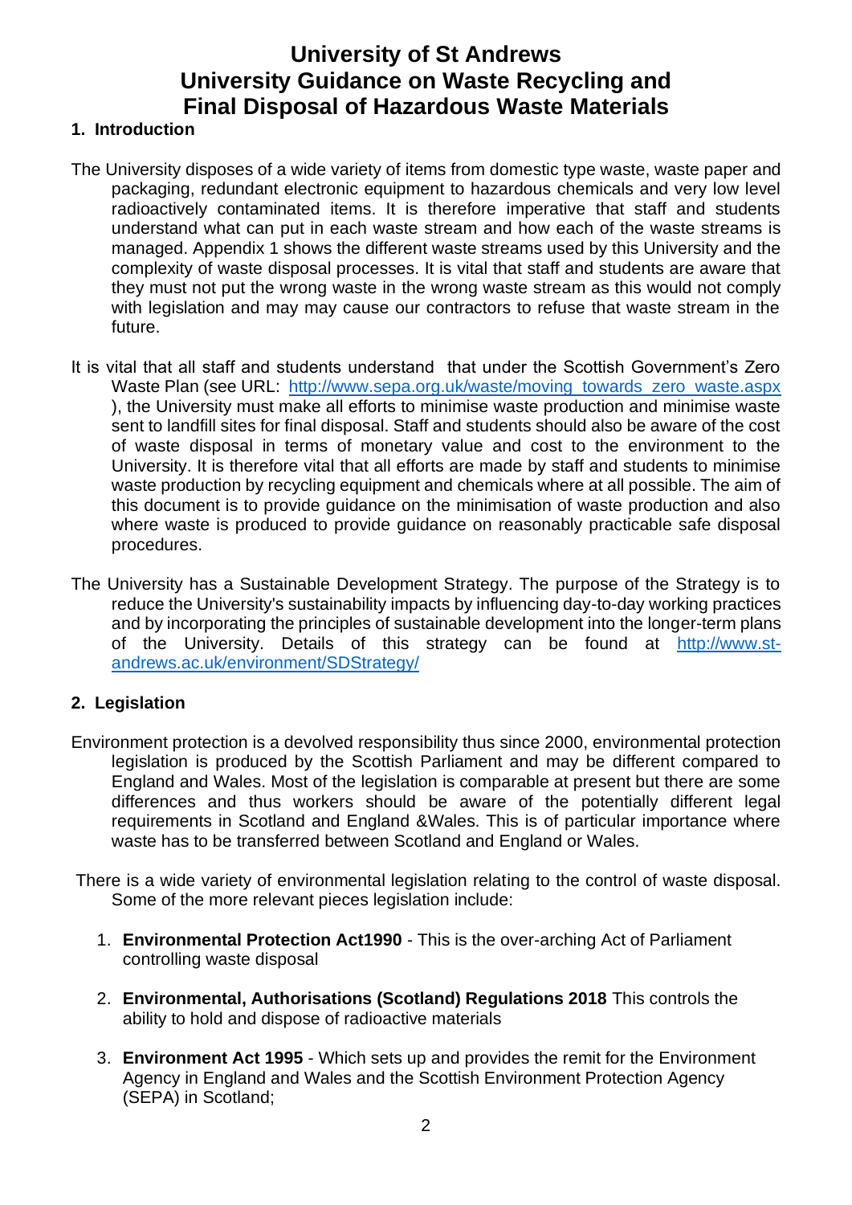# University of St Andrews
# University Guidance on Waste Recycling and Final Disposal of Hazardous Waste Materials

## 1. Introduction

The University disposes of a wide variety of items from domestic type waste, waste paper and packaging, redundant electronic equipment to hazardous chemicals and very low level radioactively contaminated items. It is therefore imperative that staff and students understand what can put in each waste stream and how each of the waste streams is managed. Appendix 1 shows the different waste streams used by this University and the complexity of waste disposal processes. It is vital that staff and students are aware that they must not put the wrong waste in the wrong waste stream as this would not comply with legislation and may may cause our contractors to refuse that waste stream in the future.

It is vital that all staff and students understand that under the Scottish Government's Zero Waste Plan (see URL: [http://www.sepa.org.uk/waste/moving_towards_zero_waste.aspx](http://www.sepa.org.uk/waste/moving_towards_zero_waste.aspx) ), the University must make all efforts to minimise waste production and minimise waste sent to landfill sites for final disposal. Staff and students should also be aware of the cost of waste disposal in terms of monetary value and cost to the environment to the University. It is therefore vital that all efforts are made by staff and students to minimise waste production by recycling equipment and chemicals where at all possible. The aim of this document is to provide guidance on the minimisation of waste production and also where waste is produced to provide guidance on reasonably practicable safe disposal procedures.

The University has a Sustainable Development Strategy. The purpose of the Strategy is to reduce the University's sustainability impacts by influencing day-to-day working practices and by incorporating the principles of sustainable development into the longer-term plans of the University. Details of this strategy can be found at [http://www.st-andrews.ac.uk/environment/SDStrategy/](http://www.st-andrews.ac.uk/environment/SDStrategy/)

## 2. Legislation

Environment protection is a devolved responsibility thus since 2000, environmental protection legislation is produced by the Scottish Parliament and may be different compared to England and Wales. Most of the legislation is comparable at present but there are some differences and thus workers should be aware of the potentially different legal requirements in Scotland and England &Wales. This is of particular importance where waste has to be transferred between Scotland and England or Wales.

There is a wide variety of environmental legislation relating to the control of waste disposal. Some of the more relevant pieces legislation include:

1. **Environmental Protection Act1990** - This is the over-arching Act of Parliament controlling waste disposal
2. **Environmental, Authorisations (Scotland) Regulations 2018** This controls the ability to hold and dispose of radioactive materials
3. **Environment Act 1995** - Which sets up and provides the remit for the Environment Agency in England and Wales and the Scottish Environment Protection Agency (SEPA) in Scotland;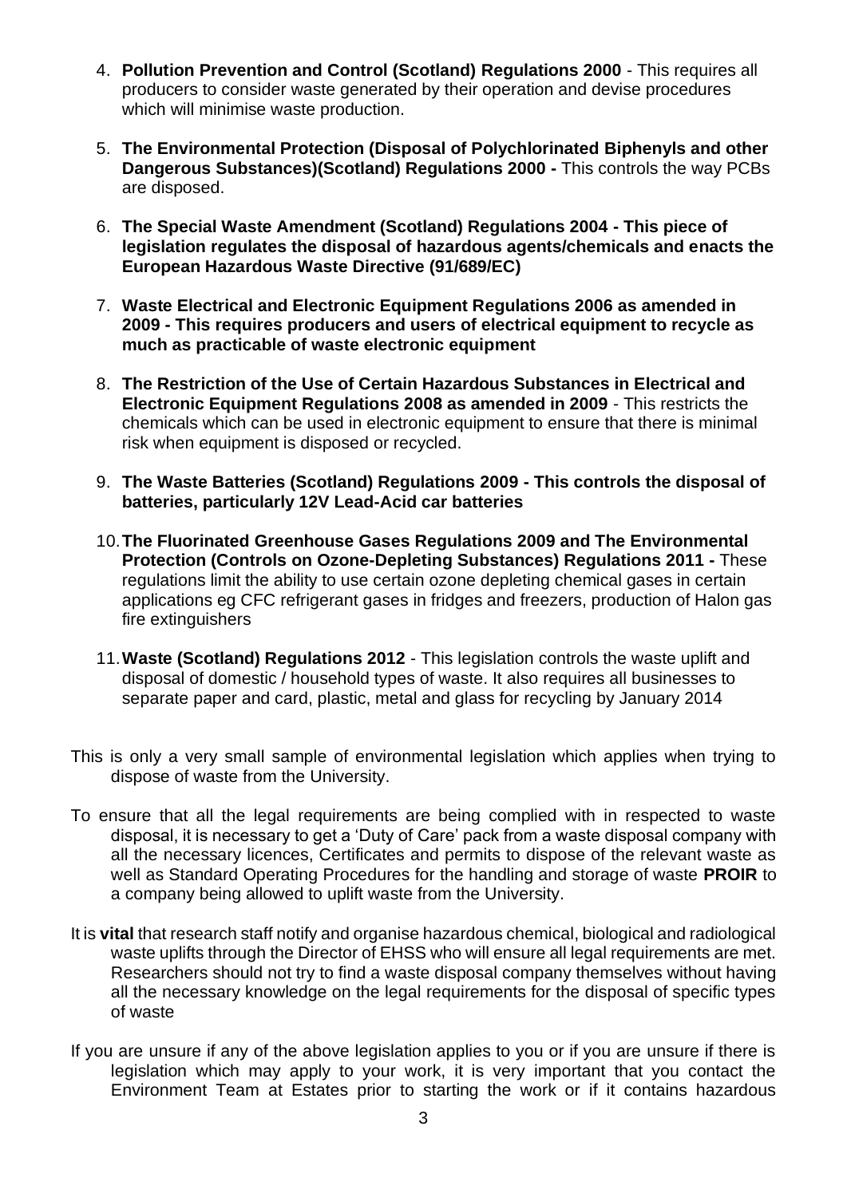4. **Pollution Prevention and Control (Scotland) Regulations 2000** - This requires all producers to consider waste generated by their operation and devise procedures which will minimise waste production.

5. **The Environmental Protection (Disposal of Polychlorinated Biphenyls and other Dangerous Substances)(Scotland) Regulations 2000 -** This controls the way PCBs are disposed.

6. **The Special Waste Amendment (Scotland) Regulations 2004 - This piece of legislation regulates the disposal of hazardous agents/chemicals and enacts the European Hazardous Waste Directive (91/689/EC)**

7. **Waste Electrical and Electronic Equipment Regulations 2006 as amended in 2009 - This requires producers and users of electrical equipment to recycle as much as practicable of waste electronic equipment**

8. **The Restriction of the Use of Certain Hazardous Substances in Electrical and Electronic Equipment Regulations 2008 as amended in 2009** - This restricts the chemicals which can be used in electronic equipment to ensure that there is minimal risk when equipment is disposed or recycled.

9. **The Waste Batteries (Scotland) Regulations 2009 - This controls the disposal of batteries, particularly 12V Lead-Acid car batteries**

10. **The Fluorinated Greenhouse Gases Regulations 2009 and The Environmental Protection (Controls on Ozone-Depleting Substances) Regulations 2011 -** These regulations limit the ability to use certain ozone depleting chemical gases in certain applications eg CFC refrigerant gases in fridges and freezers, production of Halon gas fire extinguishers

11. **Waste (Scotland) Regulations 2012** - This legislation controls the waste uplift and disposal of domestic / household types of waste. It also requires all businesses to separate paper and card, plastic, metal and glass for recycling by January 2014

This is only a very small sample of environmental legislation which applies when trying to dispose of waste from the University.

To ensure that all the legal requirements are being complied with in respected to waste disposal, it is necessary to get a 'Duty of Care' pack from a waste disposal company with all the necessary licences, Certificates and permits to dispose of the relevant waste as well as Standard Operating Procedures for the handling and storage of waste **PROIR** to a company being allowed to uplift waste from the University.

It is **vital** that research staff notify and organise hazardous chemical, biological and radiological waste uplifts through the Director of EHSS who will ensure all legal requirements are met. Researchers should not try to find a waste disposal company themselves without having all the necessary knowledge on the legal requirements for the disposal of specific types of waste

If you are unsure if any of the above legislation applies to you or if you are unsure if there is legislation which may apply to your work, it is very important that you contact the Environment Team at Estates prior to starting the work or if it contains hazardous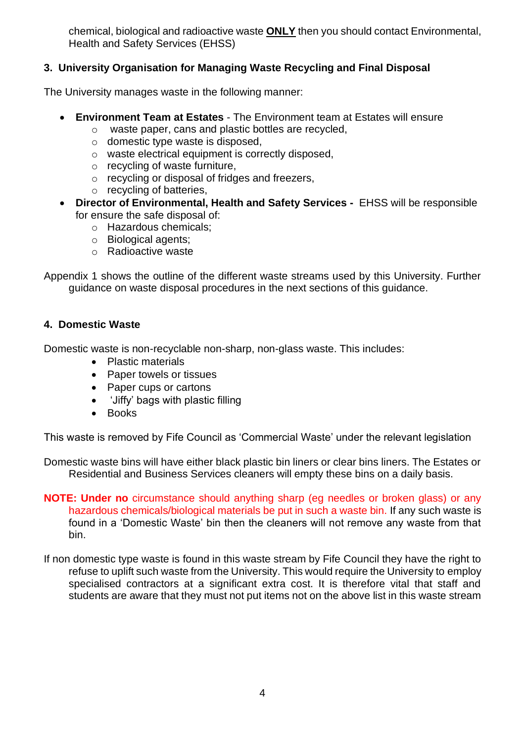chemical, biological and radioactive waste **ONLY** then you should contact Environmental, Health and Safety Services (EHSS)

## 3. University Organisation for Managing Waste Recycling and Final Disposal

The University manages waste in the following manner:

- **Environment Team at Estates** - The Environment team at Estates will ensure
  - waste paper, cans and plastic bottles are recycled,
  - domestic type waste is disposed,
  - waste electrical equipment is correctly disposed,
  - recycling of waste furniture,
  - recycling or disposal of fridges and freezers,
  - recycling of batteries,
- **Director of Environmental, Health and Safety Services -** EHSS will be responsible for ensure the safe disposal of:
  - Hazardous chemicals;
  - Biological agents;
  - Radioactive waste

Appendix 1 shows the outline of the different waste streams used by this University. Further guidance on waste disposal procedures in the next sections of this guidance.

## 4. Domestic Waste

Domestic waste is non-recyclable non-sharp, non-glass waste. This includes:

- Plastic materials
- Paper towels or tissues
- Paper cups or cartons
- 'Jiffy' bags with plastic filling
- Books

This waste is removed by Fife Council as 'Commercial Waste' under the relevant legislation

Domestic waste bins will have either black plastic bin liners or clear bins liners. The Estates or Residential and Business Services cleaners will empty these bins on a daily basis.

**NOTE: Under no** circumstance should anything sharp (eg needles or broken glass) or any hazardous chemicals/biological materials be put in such a waste bin. If any such waste is found in a 'Domestic Waste' bin then the cleaners will not remove any waste from that bin.

If non domestic type waste is found in this waste stream by Fife Council they have the right to refuse to uplift such waste from the University. This would require the University to employ specialised contractors at a significant extra cost. It is therefore vital that staff and students are aware that they must not put items not on the above list in this waste stream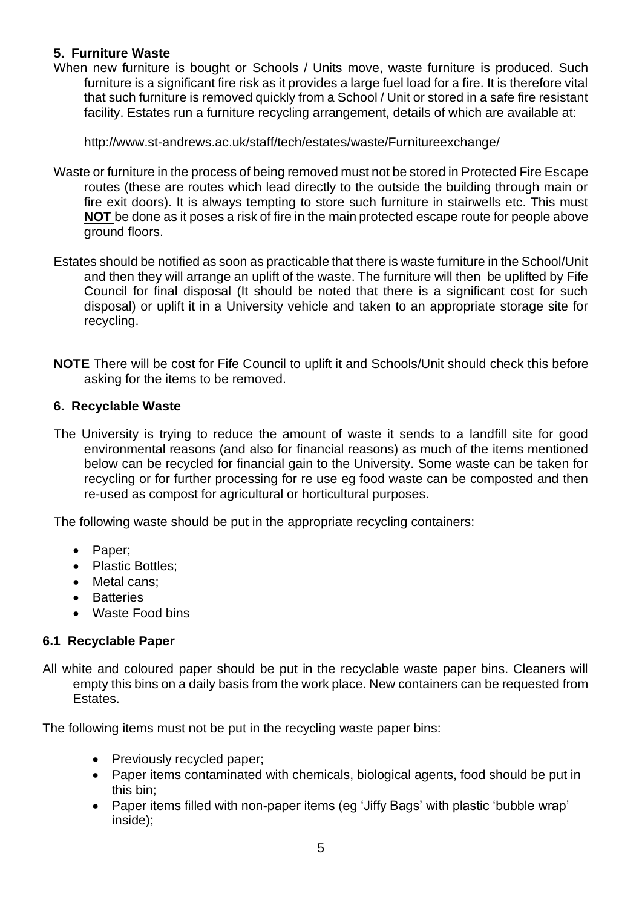## 5. Furniture Waste

When new furniture is bought or Schools / Units move, waste furniture is produced. Such furniture is a significant fire risk as it provides a large fuel load for a fire. It is therefore vital that such furniture is removed quickly from a School / Unit or stored in a safe fire resistant facility. Estates run a furniture recycling arrangement, details of which are available at:

http://www.st-andrews.ac.uk/staff/tech/estates/waste/Furnitureexchange/

Waste or furniture in the process of being removed must not be stored in Protected Fire Escape routes (these are routes which lead directly to the outside the building through main or fire exit doors). It is always tempting to store such furniture in stairwells etc. This must **NOT** be done as it poses a risk of fire in the main protected escape route for people above ground floors.

Estates should be notified as soon as practicable that there is waste furniture in the School/Unit and then they will arrange an uplift of the waste. The furniture will then be uplifted by Fife Council for final disposal (It should be noted that there is a significant cost for such disposal) or uplift it in a University vehicle and taken to an appropriate storage site for recycling.

**NOTE** There will be cost for Fife Council to uplift it and Schools/Unit should check this before asking for the items to be removed.

## 6. Recyclable Waste

The University is trying to reduce the amount of waste it sends to a landfill site for good environmental reasons (and also for financial reasons) as much of the items mentioned below can be recycled for financial gain to the University. Some waste can be taken for recycling or for further processing for re use eg food waste can be composted and then re-used as compost for agricultural or horticultural purposes.

The following waste should be put in the appropriate recycling containers:

- Paper;
- Plastic Bottles;
- Metal cans;
- Batteries
- Waste Food bins

### 6.1 Recyclable Paper

All white and coloured paper should be put in the recyclable waste paper bins. Cleaners will empty this bins on a daily basis from the work place. New containers can be requested from Estates.

The following items must not be put in the recycling waste paper bins:

- Previously recycled paper;
- Paper items contaminated with chemicals, biological agents, food should be put in this bin;
- Paper items filled with non-paper items (eg 'Jiffy Bags' with plastic 'bubble wrap' inside);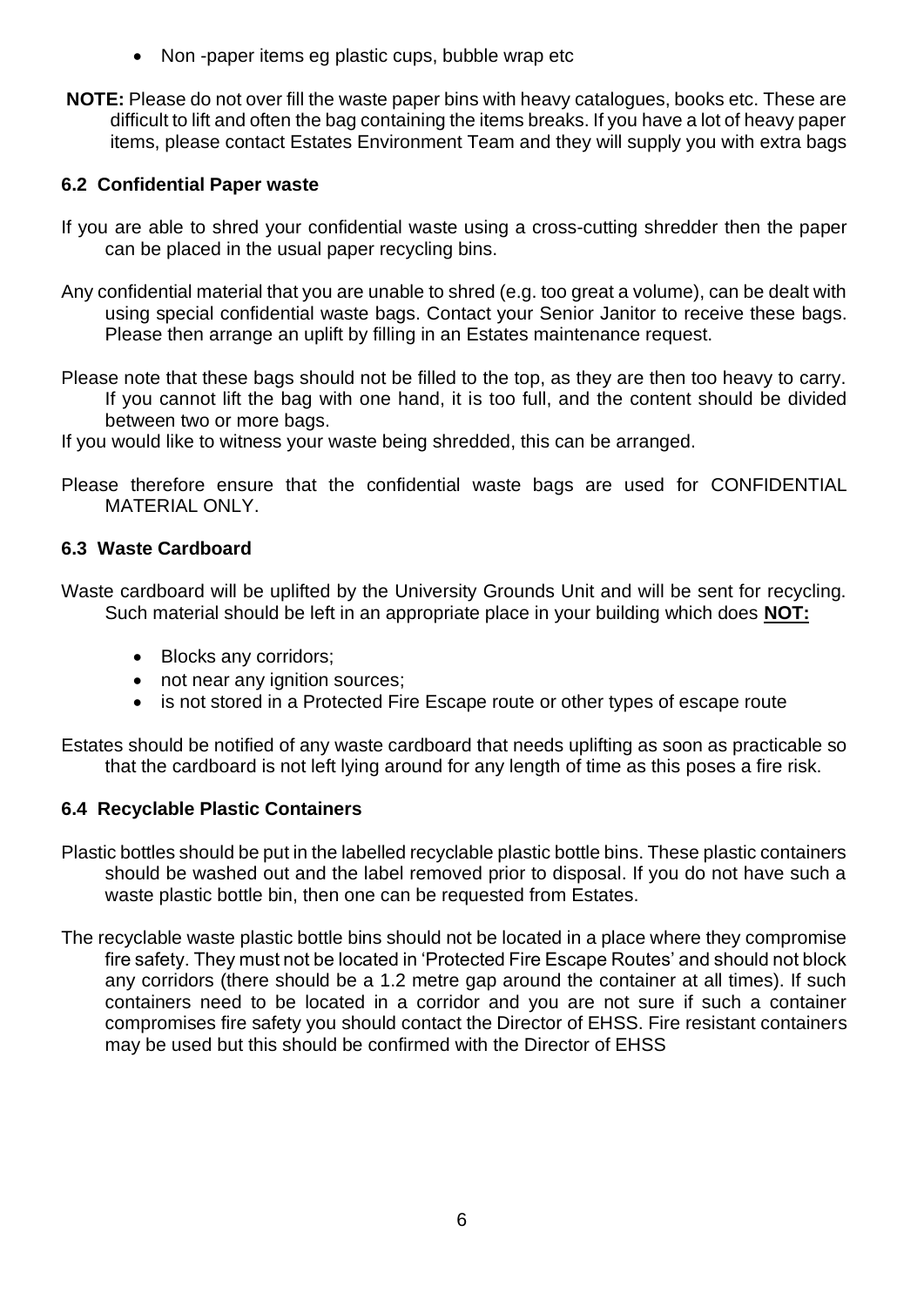- Non -paper items eg plastic cups, bubble wrap etc

**NOTE:** Please do not over fill the waste paper bins with heavy catalogues, books etc. These are difficult to lift and often the bag containing the items breaks. If you have a lot of heavy paper items, please contact Estates Environment Team and they will supply you with extra bags

### 6.2 Confidential Paper waste

If you are able to shred your confidential waste using a cross-cutting shredder then the paper can be placed in the usual paper recycling bins.

Any confidential material that you are unable to shred (e.g. too great a volume), can be dealt with using special confidential waste bags. Contact your Senior Janitor to receive these bags. Please then arrange an uplift by filling in an Estates maintenance request.

Please note that these bags should not be filled to the top, as they are then too heavy to carry. If you cannot lift the bag with one hand, it is too full, and the content should be divided between two or more bags.

If you would like to witness your waste being shredded, this can be arranged.

Please therefore ensure that the confidential waste bags are used for CONFIDENTIAL MATERIAL ONLY.

### 6.3 Waste Cardboard

Waste cardboard will be uplifted by the University Grounds Unit and will be sent for recycling. Such material should be left in an appropriate place in your building which does **NOT:**

- Blocks any corridors;
- not near any ignition sources;
- is not stored in a Protected Fire Escape route or other types of escape route

Estates should be notified of any waste cardboard that needs uplifting as soon as practicable so that the cardboard is not left lying around for any length of time as this poses a fire risk.

### 6.4 Recyclable Plastic Containers

Plastic bottles should be put in the labelled recyclable plastic bottle bins. These plastic containers should be washed out and the label removed prior to disposal. If you do not have such a waste plastic bottle bin, then one can be requested from Estates.

The recyclable waste plastic bottle bins should not be located in a place where they compromise fire safety. They must not be located in 'Protected Fire Escape Routes' and should not block any corridors (there should be a 1.2 metre gap around the container at all times). If such containers need to be located in a corridor and you are not sure if such a container compromises fire safety you should contact the Director of EHSS. Fire resistant containers may be used but this should be confirmed with the Director of EHSS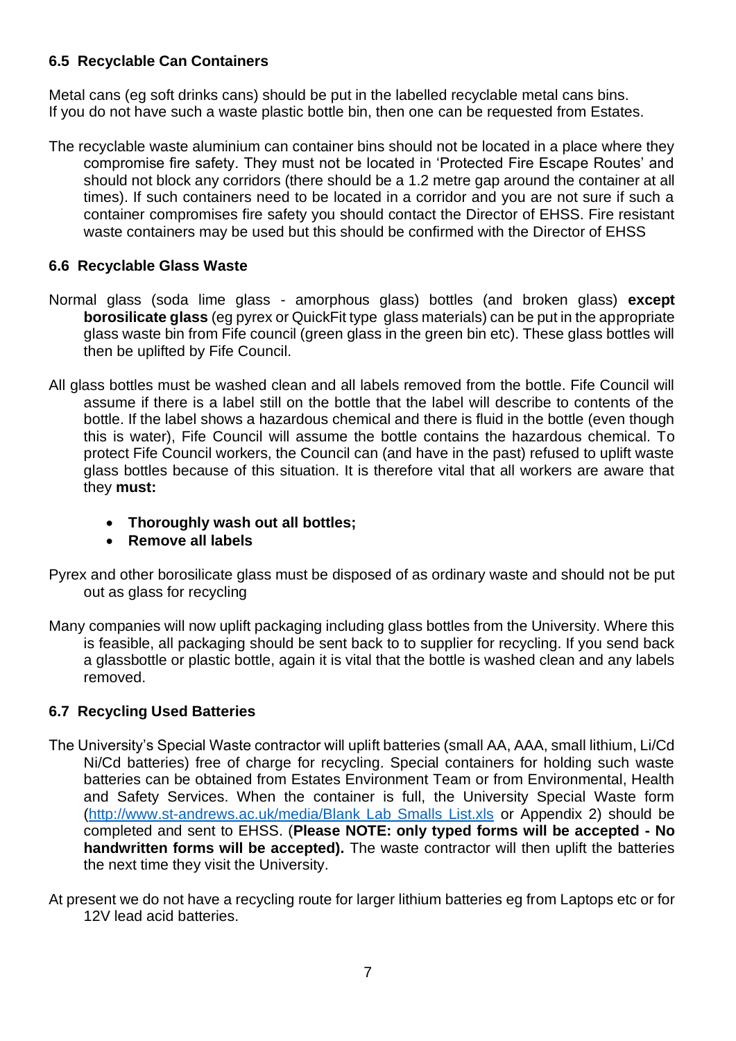### 6.5 Recyclable Can Containers

Metal cans (eg soft drinks cans) should be put in the labelled recyclable metal cans bins. If you do not have such a waste plastic bottle bin, then one can be requested from Estates.

The recyclable waste aluminium can container bins should not be located in a place where they compromise fire safety. They must not be located in 'Protected Fire Escape Routes' and should not block any corridors (there should be a 1.2 metre gap around the container at all times). If such containers need to be located in a corridor and you are not sure if such a container compromises fire safety you should contact the Director of EHSS. Fire resistant waste containers may be used but this should be confirmed with the Director of EHSS

### 6.6 Recyclable Glass Waste

Normal glass (soda lime glass - amorphous glass) bottles (and broken glass) **except borosilicate glass** (eg pyrex or QuickFit type glass materials) can be put in the appropriate glass waste bin from Fife council (green glass in the green bin etc). These glass bottles will then be uplifted by Fife Council.

All glass bottles must be washed clean and all labels removed from the bottle. Fife Council will assume if there is a label still on the bottle that the label will describe to contents of the bottle. If the label shows a hazardous chemical and there is fluid in the bottle (even though this is water), Fife Council will assume the bottle contains the hazardous chemical. To protect Fife Council workers, the Council can (and have in the past) refused to uplift waste glass bottles because of this situation. It is therefore vital that all workers are aware that they **must:**

- **Thoroughly wash out all bottles;**
- **Remove all labels**

Pyrex and other borosilicate glass must be disposed of as ordinary waste and should not be put out as glass for recycling

Many companies will now uplift packaging including glass bottles from the University. Where this is feasible, all packaging should be sent back to to supplier for recycling. If you send back a glassbottle or plastic bottle, again it is vital that the bottle is washed clean and any labels removed.

### 6.7 Recycling Used Batteries

The University's Special Waste contractor will uplift batteries (small AA, AAA, small lithium, Li/Cd Ni/Cd batteries) free of charge for recycling. Special containers for holding such waste batteries can be obtained from Estates Environment Team or from Environmental, Health and Safety Services. When the container is full, the University Special Waste form (http://www.st-andrews.ac.uk/media/Blank_Lab_Smalls_List.xls or Appendix 2) should be completed and sent to EHSS. (**Please NOTE: only typed forms will be accepted - No handwritten forms will be accepted).** The waste contractor will then uplift the batteries the next time they visit the University.

At present we do not have a recycling route for larger lithium batteries eg from Laptops etc or for 12V lead acid batteries.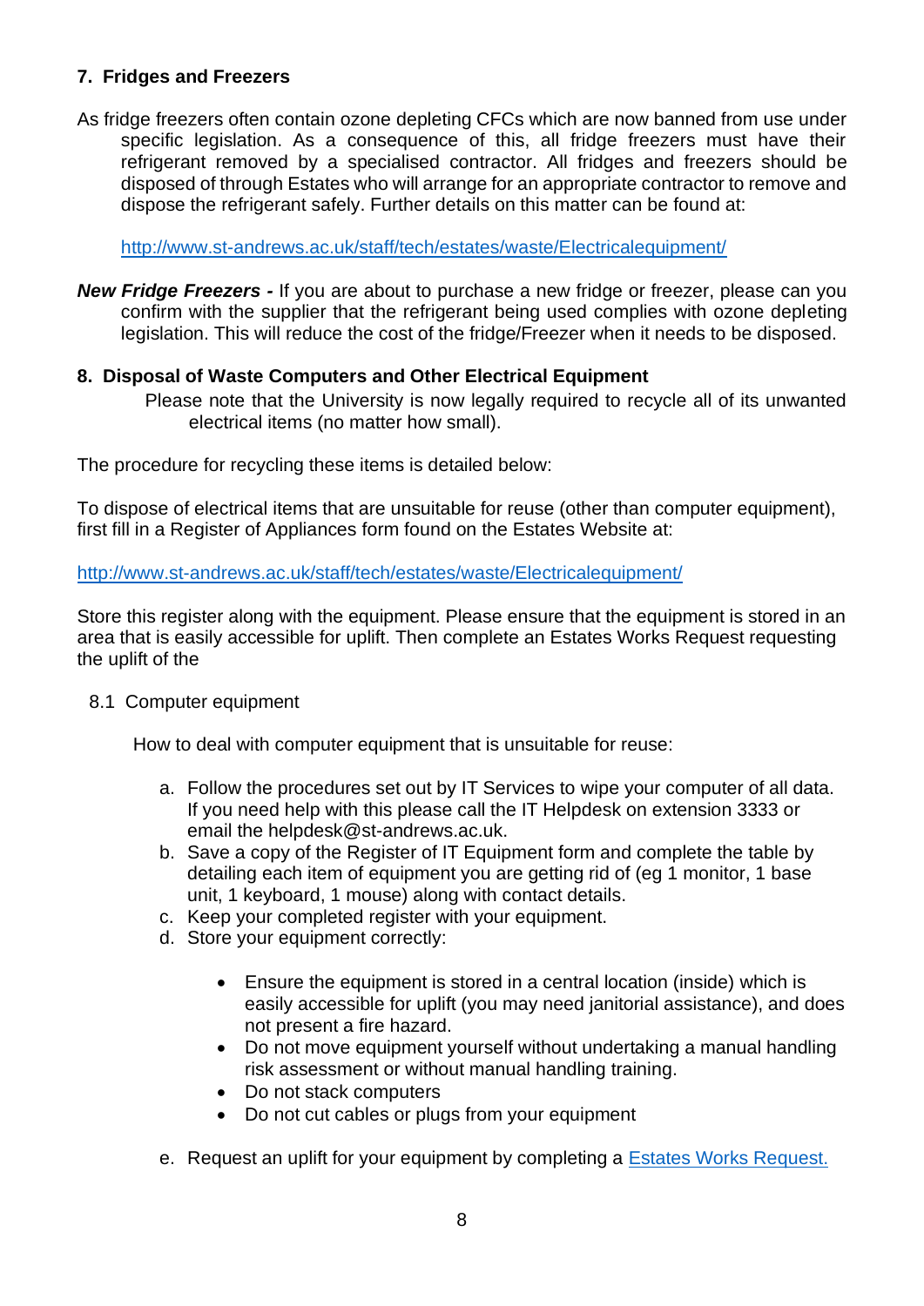## 7. Fridges and Freezers

As fridge freezers often contain ozone depleting CFCs which are now banned from use under specific legislation. As a consequence of this, all fridge freezers must have their refrigerant removed by a specialised contractor. All fridges and freezers should be disposed of through Estates who will arrange for an appropriate contractor to remove and dispose the refrigerant safely. Further details on this matter can be found at:

http://www.st-andrews.ac.uk/staff/tech/estates/waste/Electricalequipment/

***New Fridge Freezers -*** If you are about to purchase a new fridge or freezer, please can you confirm with the supplier that the refrigerant being used complies with ozone depleting legislation. This will reduce the cost of the fridge/Freezer when it needs to be disposed.

## 8. Disposal of Waste Computers and Other Electrical Equipment

Please note that the University is now legally required to recycle all of its unwanted electrical items (no matter how small).

The procedure for recycling these items is detailed below:

To dispose of electrical items that are unsuitable for reuse (other than computer equipment), first fill in a Register of Appliances form found on the Estates Website at:

http://www.st-andrews.ac.uk/staff/tech/estates/waste/Electricalequipment/

Store this register along with the equipment. Please ensure that the equipment is stored in an area that is easily accessible for uplift. Then complete an Estates Works Request requesting the uplift of the

### 8.1 Computer equipment

How to deal with computer equipment that is unsuitable for reuse:

a. Follow the procedures set out by IT Services to wipe your computer of all data. If you need help with this please call the IT Helpdesk on extension 3333 or email the helpdesk@st-andrews.ac.uk.
b. Save a copy of the Register of IT Equipment form and complete the table by detailing each item of equipment you are getting rid of (eg 1 monitor, 1 base unit, 1 keyboard, 1 mouse) along with contact details.
c. Keep your completed register with your equipment.
d. Store your equipment correctly:
    - Ensure the equipment is stored in a central location (inside) which is easily accessible for uplift (you may need janitorial assistance), and does not present a fire hazard.
    - Do not move equipment yourself without undertaking a manual handling risk assessment or without manual handling training.
    - Do not stack computers
    - Do not cut cables or plugs from your equipment
e. Request an uplift for your equipment by completing a Estates Works Request.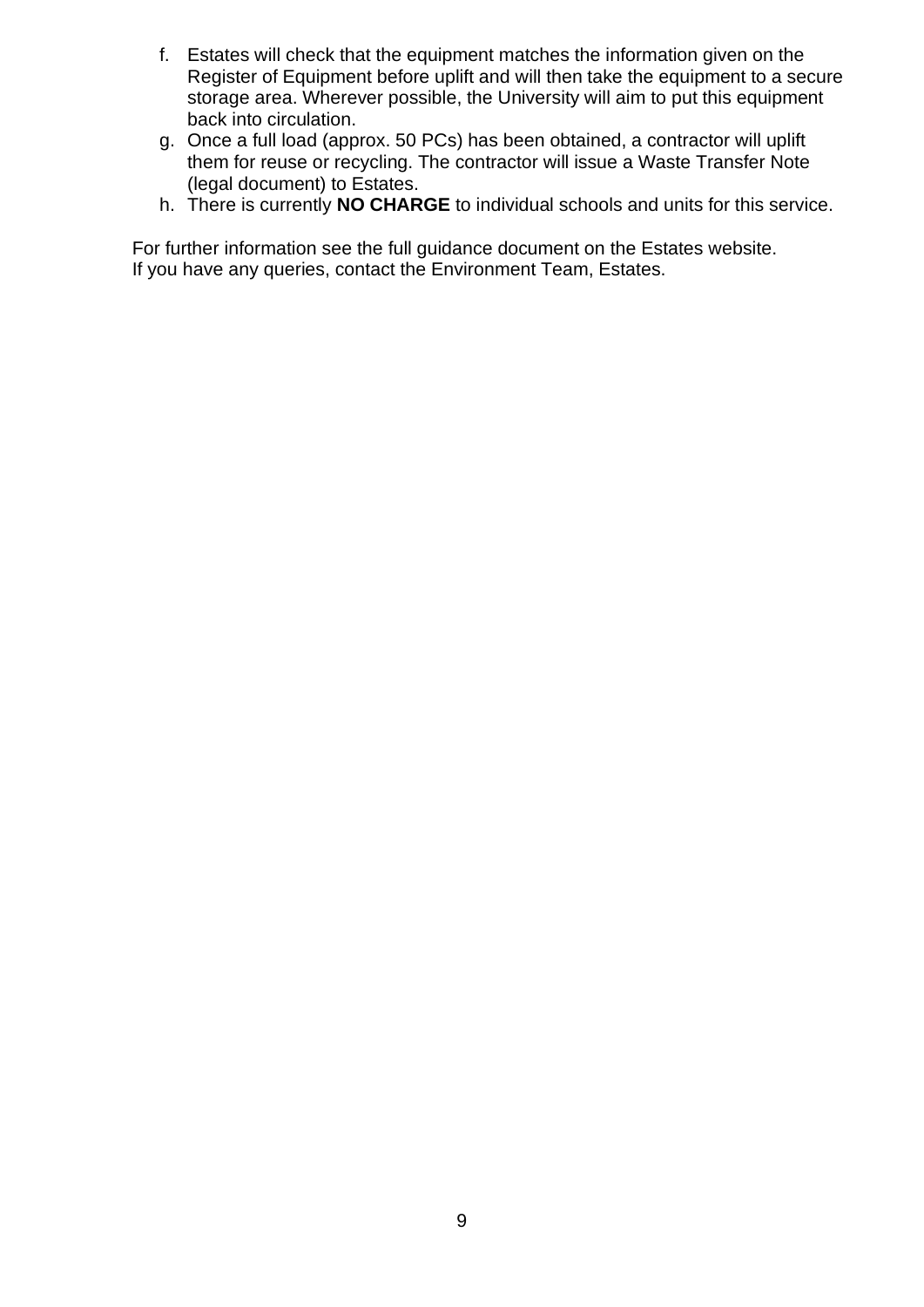f. Estates will check that the equipment matches the information given on the Register of Equipment before uplift and will then take the equipment to a secure storage area. Wherever possible, the University will aim to put this equipment back into circulation.
g. Once a full load (approx. 50 PCs) has been obtained, a contractor will uplift them for reuse or recycling. The contractor will issue a Waste Transfer Note (legal document) to Estates.
h. There is currently **NO CHARGE** to individual schools and units for this service.

For further information see the full guidance document on the Estates website.
If you have any queries, contact the Environment Team, Estates.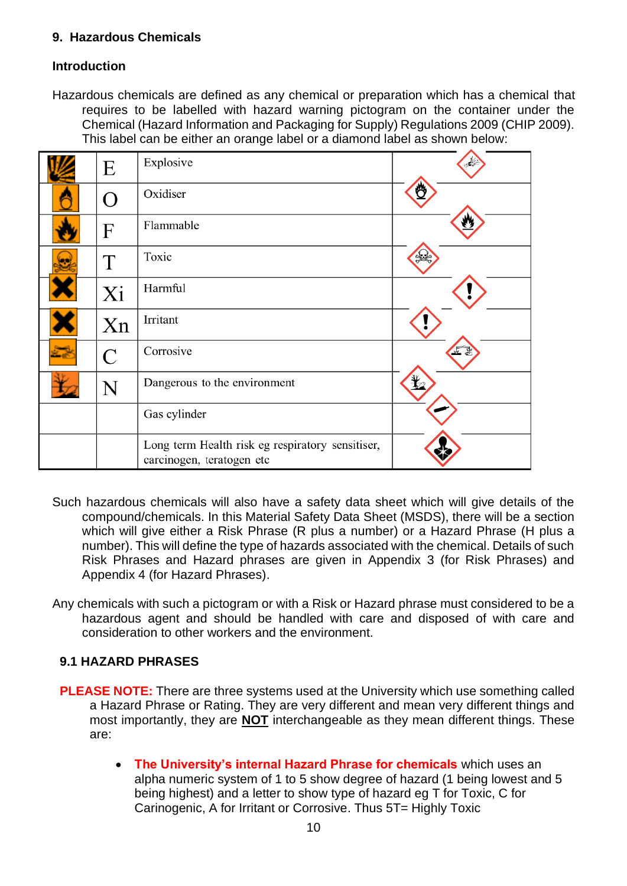## 9. Hazardous Chemicals

### Introduction

Hazardous chemicals are defined as any chemical or preparation which has a chemical that requires to be labelled with hazard warning pictogram on the container under the Chemical (Hazard Information and Packaging for Supply) Regulations 2009 (CHIP 2009). This label can be either an orange label or a diamond label as shown below:

| | | | |
|---|---|---|---|
| | E | Explosive | |
| | O | Oxidiser | |
| | F | Flammable | |
| | T | Toxic | |
| | Xi | Harmful | |
| | Xn | Irritant | |
| | C | Corrosive | |
| | N | Dangerous to the environment | |
| | | Gas cylinder | |
| | | Long term Health risk eg respiratory sensitiser, carcinogen, teratogen etc | |

Such hazardous chemicals will also have a safety data sheet which will give details of the compound/chemicals. In this Material Safety Data Sheet (MSDS), there will be a section which will give either a Risk Phrase (R plus a number) or a Hazard Phrase (H plus a number). This will define the type of hazards associated with the chemical. Details of such Risk Phrases and Hazard phrases are given in Appendix 3 (for Risk Phrases) and Appendix 4 (for Hazard Phrases).

Any chemicals with such a pictogram or with a Risk or Hazard phrase must considered to be a hazardous agent and should be handled with care and disposed of with care and consideration to other workers and the environment.

### 9.1 HAZARD PHRASES

**PLEASE NOTE:** There are three systems used at the University which use something called a Hazard Phrase or Rating. They are very different and mean very different things and most importantly, they are **NOT** interchangeable as they mean different things. These are:

- **The University's internal Hazard Phrase for chemicals** which uses an alpha numeric system of 1 to 5 show degree of hazard (1 being lowest and 5 being highest) and a letter to show type of hazard eg T for Toxic, C for Carinogenic, A for Irritant or Corrosive. Thus 5T= Highly Toxic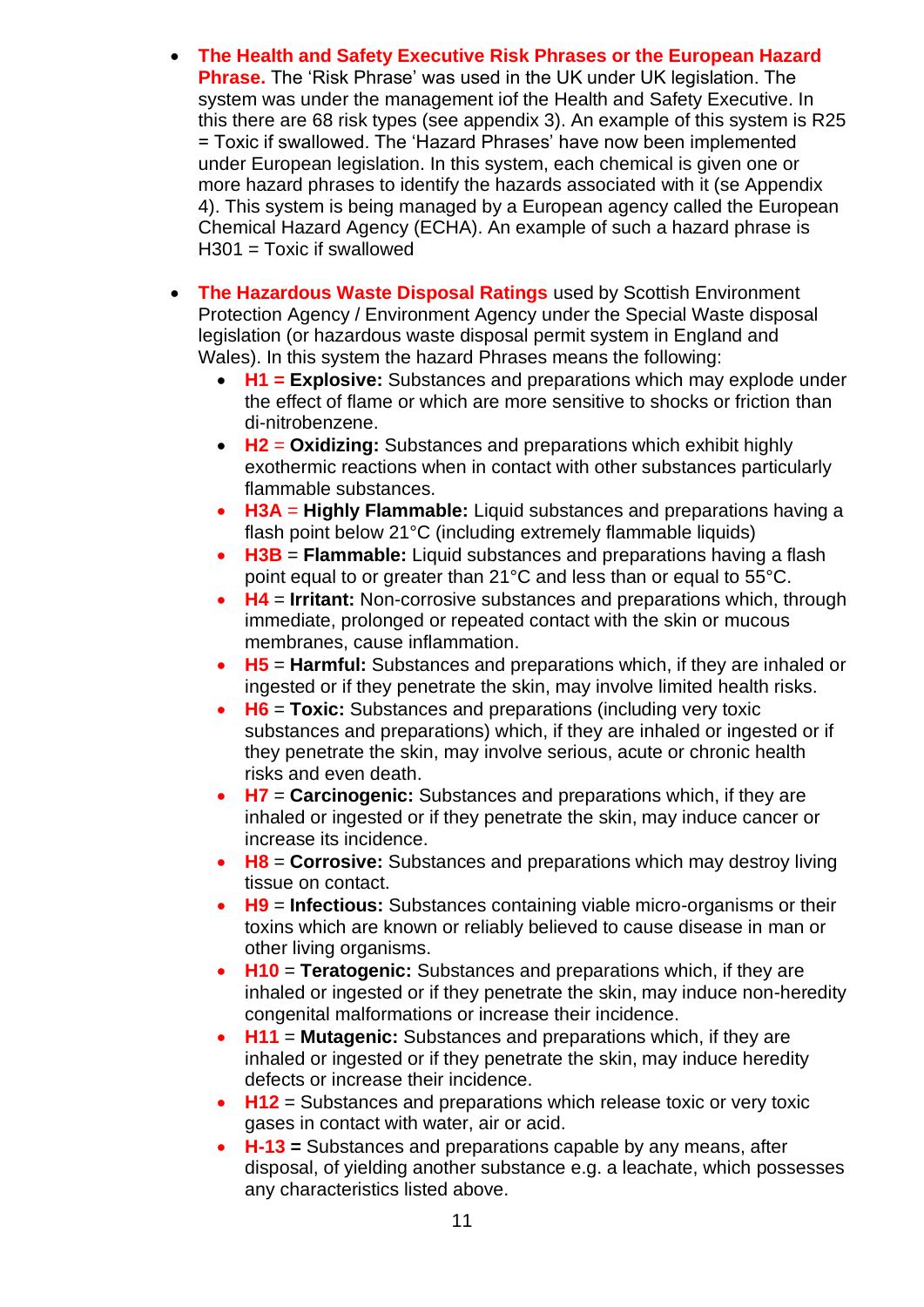- **The Health and Safety Executive Risk Phrases or the European Hazard Phrase.** The 'Risk Phrase' was used in the UK under UK legislation. The system was under the management iof the Health and Safety Executive. In this there are 68 risk types (see appendix 3). An example of this system is R25 = Toxic if swallowed. The 'Hazard Phrases' have now been implemented under European legislation. In this system, each chemical is given one or more hazard phrases to identify the hazards associated with it (se Appendix 4). This system is being managed by a European agency called the European Chemical Hazard Agency (ECHA). An example of such a hazard phrase is H301 = Toxic if swallowed

- **The Hazardous Waste Disposal Ratings** used by Scottish Environment Protection Agency / Environment Agency under the Special Waste disposal legislation (or hazardous waste disposal permit system in England and Wales). In this system the hazard Phrases means the following:
  - **H1 = Explosive:** Substances and preparations which may explode under the effect of flame or which are more sensitive to shocks or friction than di-nitrobenzene.
  - **H2** = **Oxidizing:** Substances and preparations which exhibit highly exothermic reactions when in contact with other substances particularly flammable substances.
  - **H3A** = **Highly Flammable:** Liquid substances and preparations having a flash point below 21°C (including extremely flammable liquids)
  - **H3B** = **Flammable:** Liquid substances and preparations having a flash point equal to or greater than 21°C and less than or equal to 55°C.
  - **H4** = **Irritant:** Non-corrosive substances and preparations which, through immediate, prolonged or repeated contact with the skin or mucous membranes, cause inflammation.
  - **H5** = **Harmful:** Substances and preparations which, if they are inhaled or ingested or if they penetrate the skin, may involve limited health risks.
  - **H6** = **Toxic:** Substances and preparations (including very toxic substances and preparations) which, if they are inhaled or ingested or if they penetrate the skin, may involve serious, acute or chronic health risks and even death.
  - **H7** = **Carcinogenic:** Substances and preparations which, if they are inhaled or ingested or if they penetrate the skin, may induce cancer or increase its incidence.
  - **H8** = **Corrosive:** Substances and preparations which may destroy living tissue on contact.
  - **H9** = **Infectious:** Substances containing viable micro-organisms or their toxins which are known or reliably believed to cause disease in man or other living organisms.
  - **H10** = **Teratogenic:** Substances and preparations which, if they are inhaled or ingested or if they penetrate the skin, may induce non-heredity congenital malformations or increase their incidence.
  - **H11** = **Mutagenic:** Substances and preparations which, if they are inhaled or ingested or if they penetrate the skin, may induce heredity defects or increase their incidence.
  - **H12** = Substances and preparations which release toxic or very toxic gases in contact with water, air or acid.
  - **H-13 =** Substances and preparations capable by any means, after disposal, of yielding another substance e.g. a leachate, which possesses any characteristics listed above.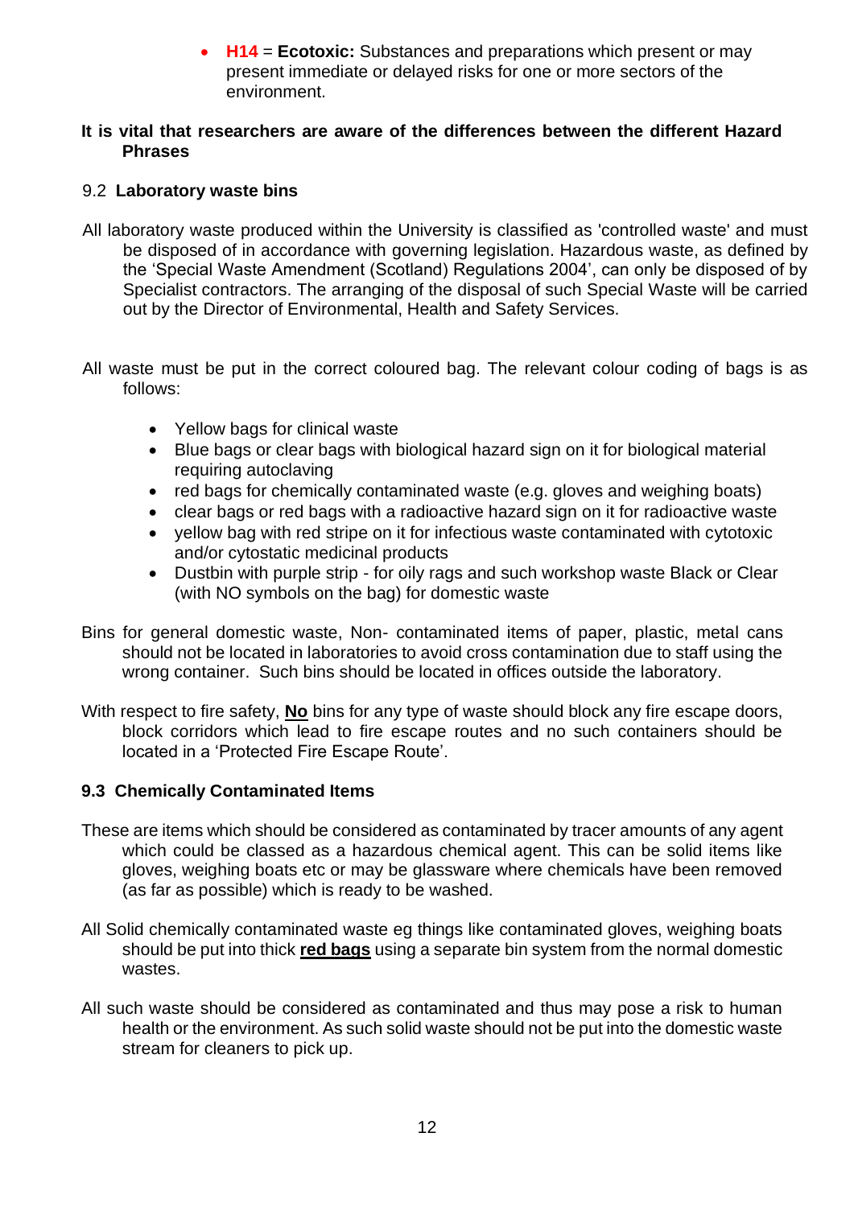- **H14** = **Ecotoxic:** Substances and preparations which present or may present immediate or delayed risks for one or more sectors of the environment.

**It is vital that researchers are aware of the differences between the different Hazard Phrases**

### 9.2 Laboratory waste bins

All laboratory waste produced within the University is classified as 'controlled waste' and must be disposed of in accordance with governing legislation. Hazardous waste, as defined by the 'Special Waste Amendment (Scotland) Regulations 2004', can only be disposed of by Specialist contractors. The arranging of the disposal of such Special Waste will be carried out by the Director of Environmental, Health and Safety Services.

All waste must be put in the correct coloured bag. The relevant colour coding of bags is as follows:

- Yellow bags for clinical waste
- Blue bags or clear bags with biological hazard sign on it for biological material requiring autoclaving
- red bags for chemically contaminated waste (e.g. gloves and weighing boats)
- clear bags or red bags with a radioactive hazard sign on it for radioactive waste
- yellow bag with red stripe on it for infectious waste contaminated with cytotoxic and/or cytostatic medicinal products
- Dustbin with purple strip - for oily rags and such workshop waste Black or Clear (with NO symbols on the bag) for domestic waste

Bins for general domestic waste, Non- contaminated items of paper, plastic, metal cans should not be located in laboratories to avoid cross contamination due to staff using the wrong container. Such bins should be located in offices outside the laboratory.

With respect to fire safety, **No** bins for any type of waste should block any fire escape doors, block corridors which lead to fire escape routes and no such containers should be located in a 'Protected Fire Escape Route'.

### 9.3 Chemically Contaminated Items

These are items which should be considered as contaminated by tracer amounts of any agent which could be classed as a hazardous chemical agent. This can be solid items like gloves, weighing boats etc or may be glassware where chemicals have been removed (as far as possible) which is ready to be washed.

All Solid chemically contaminated waste eg things like contaminated gloves, weighing boats should be put into thick **red bags** using a separate bin system from the normal domestic wastes.

All such waste should be considered as contaminated and thus may pose a risk to human health or the environment. As such solid waste should not be put into the domestic waste stream for cleaners to pick up.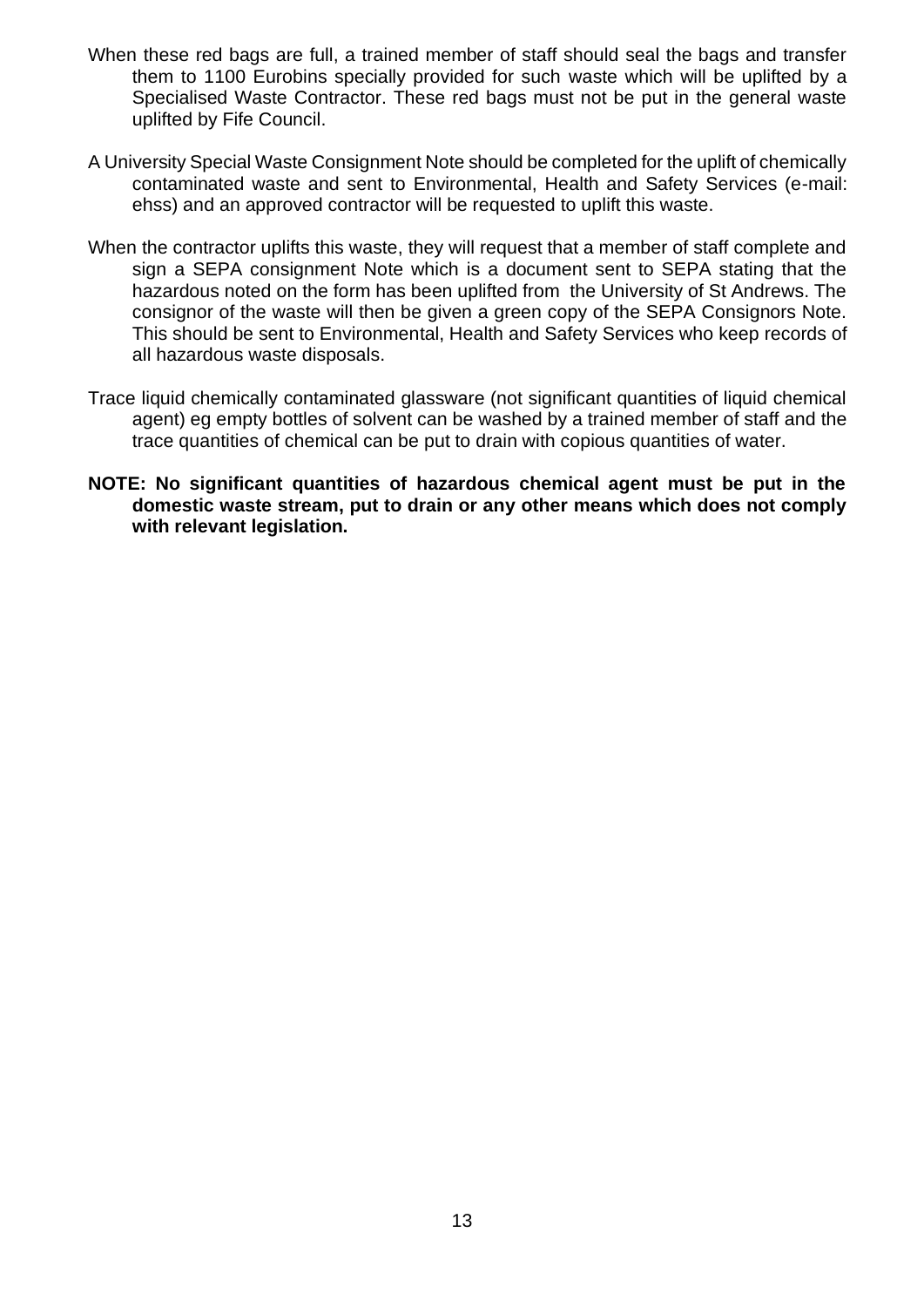When these red bags are full, a trained member of staff should seal the bags and transfer them to 1100 Eurobins specially provided for such waste which will be uplifted by a Specialised Waste Contractor. These red bags must not be put in the general waste uplifted by Fife Council.

A University Special Waste Consignment Note should be completed for the uplift of chemically contaminated waste and sent to Environmental, Health and Safety Services (e-mail: ehss) and an approved contractor will be requested to uplift this waste.

When the contractor uplifts this waste, they will request that a member of staff complete and sign a SEPA consignment Note which is a document sent to SEPA stating that the hazardous noted on the form has been uplifted from the University of St Andrews. The consignor of the waste will then be given a green copy of the SEPA Consignors Note. This should be sent to Environmental, Health and Safety Services who keep records of all hazardous waste disposals.

Trace liquid chemically contaminated glassware (not significant quantities of liquid chemical agent) eg empty bottles of solvent can be washed by a trained member of staff and the trace quantities of chemical can be put to drain with copious quantities of water.

**NOTE: No significant quantities of hazardous chemical agent must be put in the domestic waste stream, put to drain or any other means which does not comply with relevant legislation.**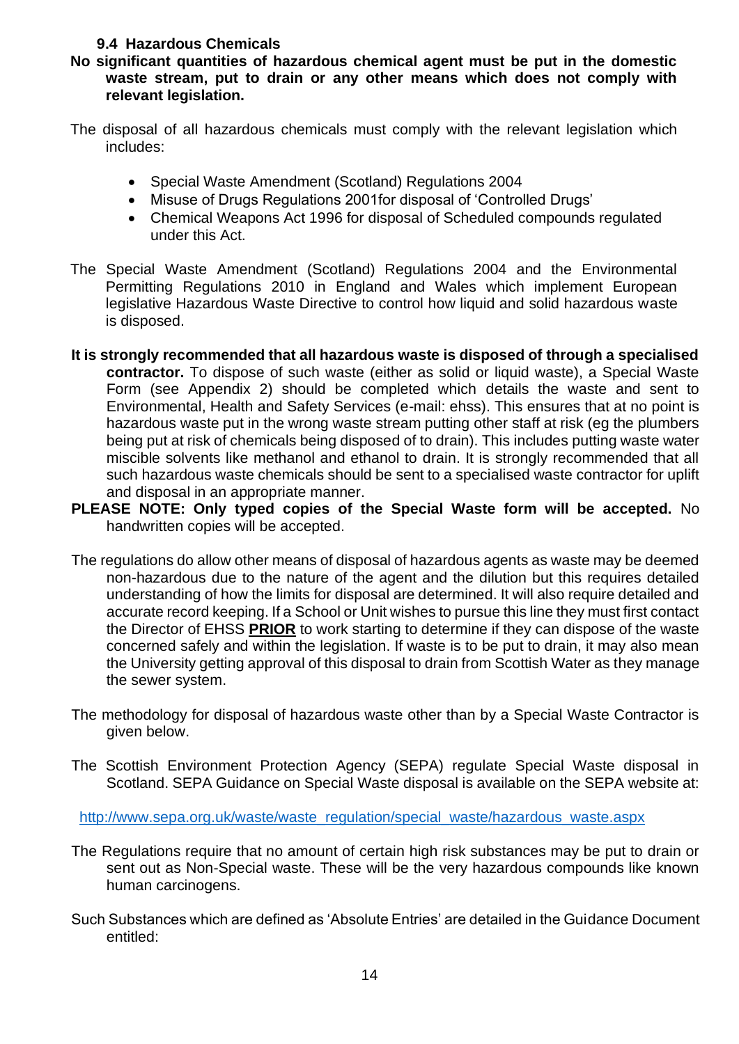### 9.4 Hazardous Chemicals

**No significant quantities of hazardous chemical agent must be put in the domestic waste stream, put to drain or any other means which does not comply with relevant legislation.**

The disposal of all hazardous chemicals must comply with the relevant legislation which includes:

- Special Waste Amendment (Scotland) Regulations 2004
- Misuse of Drugs Regulations 2001for disposal of 'Controlled Drugs'
- Chemical Weapons Act 1996 for disposal of Scheduled compounds regulated under this Act.

The Special Waste Amendment (Scotland) Regulations 2004 and the Environmental Permitting Regulations 2010 in England and Wales which implement European legislative Hazardous Waste Directive to control how liquid and solid hazardous waste is disposed.

**It is strongly recommended that all hazardous waste is disposed of through a specialised contractor.** To dispose of such waste (either as solid or liquid waste), a Special Waste Form (see Appendix 2) should be completed which details the waste and sent to Environmental, Health and Safety Services (e-mail: ehss). This ensures that at no point is hazardous waste put in the wrong waste stream putting other staff at risk (eg the plumbers being put at risk of chemicals being disposed of to drain). This includes putting waste water miscible solvents like methanol and ethanol to drain. It is strongly recommended that all such hazardous waste chemicals should be sent to a specialised waste contractor for uplift and disposal in an appropriate manner.

**PLEASE NOTE: Only typed copies of the Special Waste form will be accepted.** No handwritten copies will be accepted.

The regulations do allow other means of disposal of hazardous agents as waste may be deemed non-hazardous due to the nature of the agent and the dilution but this requires detailed understanding of how the limits for disposal are determined. It will also require detailed and accurate record keeping. If a School or Unit wishes to pursue this line they must first contact the Director of EHSS **PRIOR** to work starting to determine if they can dispose of the waste concerned safely and within the legislation. If waste is to be put to drain, it may also mean the University getting approval of this disposal to drain from Scottish Water as they manage the sewer system.

The methodology for disposal of hazardous waste other than by a Special Waste Contractor is given below.

The Scottish Environment Protection Agency (SEPA) regulate Special Waste disposal in Scotland. SEPA Guidance on Special Waste disposal is available on the SEPA website at:

http://www.sepa.org.uk/waste/waste_regulation/special_waste/hazardous_waste.aspx

The Regulations require that no amount of certain high risk substances may be put to drain or sent out as Non-Special waste. These will be the very hazardous compounds like known human carcinogens.

Such Substances which are defined as 'Absolute Entries' are detailed in the Guidance Document entitled: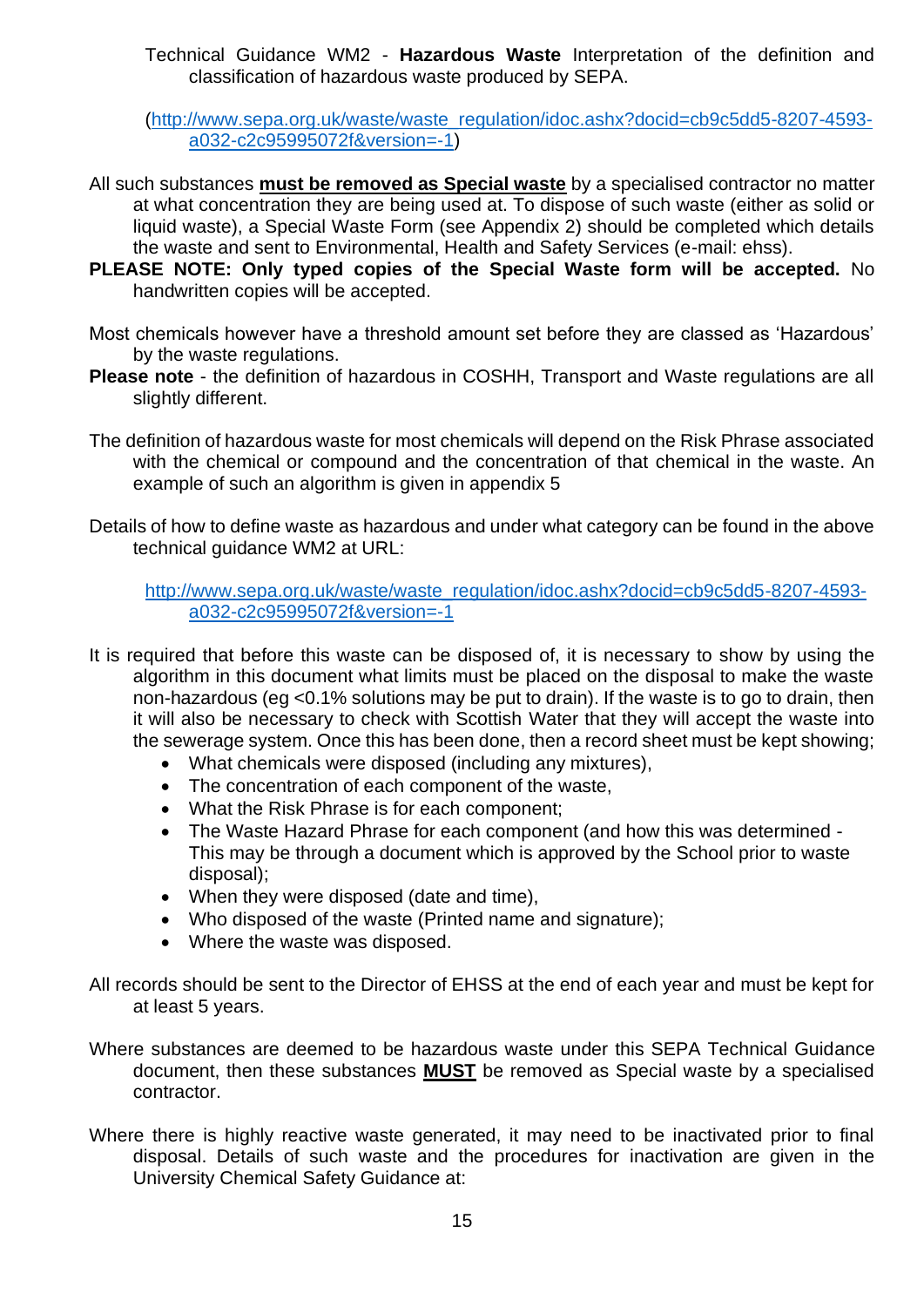Technical Guidance WM2 - **Hazardous Waste** Interpretation of the definition and classification of hazardous waste produced by SEPA.

(http://www.sepa.org.uk/waste/waste_regulation/idoc.ashx?docid=cb9c5dd5-8207-4593-a032-c2c95995072f&version=-1)

All such substances **must be removed as Special waste** by a specialised contractor no matter at what concentration they are being used at. To dispose of such waste (either as solid or liquid waste), a Special Waste Form (see Appendix 2) should be completed which details the waste and sent to Environmental, Health and Safety Services (e-mail: ehss).

**PLEASE NOTE: Only typed copies of the Special Waste form will be accepted.** No handwritten copies will be accepted.

Most chemicals however have a threshold amount set before they are classed as 'Hazardous' by the waste regulations.

**Please note** - the definition of hazardous in COSHH, Transport and Waste regulations are all slightly different.

The definition of hazardous waste for most chemicals will depend on the Risk Phrase associated with the chemical or compound and the concentration of that chemical in the waste. An example of such an algorithm is given in appendix 5

Details of how to define waste as hazardous and under what category can be found in the above technical guidance WM2 at URL:

http://www.sepa.org.uk/waste/waste_regulation/idoc.ashx?docid=cb9c5dd5-8207-4593-a032-c2c95995072f&version=-1

It is required that before this waste can be disposed of, it is necessary to show by using the algorithm in this document what limits must be placed on the disposal to make the waste non-hazardous (eg <0.1% solutions may be put to drain). If the waste is to go to drain, then it will also be necessary to check with Scottish Water that they will accept the waste into the sewerage system. Once this has been done, then a record sheet must be kept showing;

- What chemicals were disposed (including any mixtures),
- The concentration of each component of the waste,
- What the Risk Phrase is for each component;
- The Waste Hazard Phrase for each component (and how this was determined - This may be through a document which is approved by the School prior to waste disposal);
- When they were disposed (date and time),
- Who disposed of the waste (Printed name and signature);
- Where the waste was disposed.

All records should be sent to the Director of EHSS at the end of each year and must be kept for at least 5 years.

Where substances are deemed to be hazardous waste under this SEPA Technical Guidance document, then these substances **MUST** be removed as Special waste by a specialised contractor.

Where there is highly reactive waste generated, it may need to be inactivated prior to final disposal. Details of such waste and the procedures for inactivation are given in the University Chemical Safety Guidance at: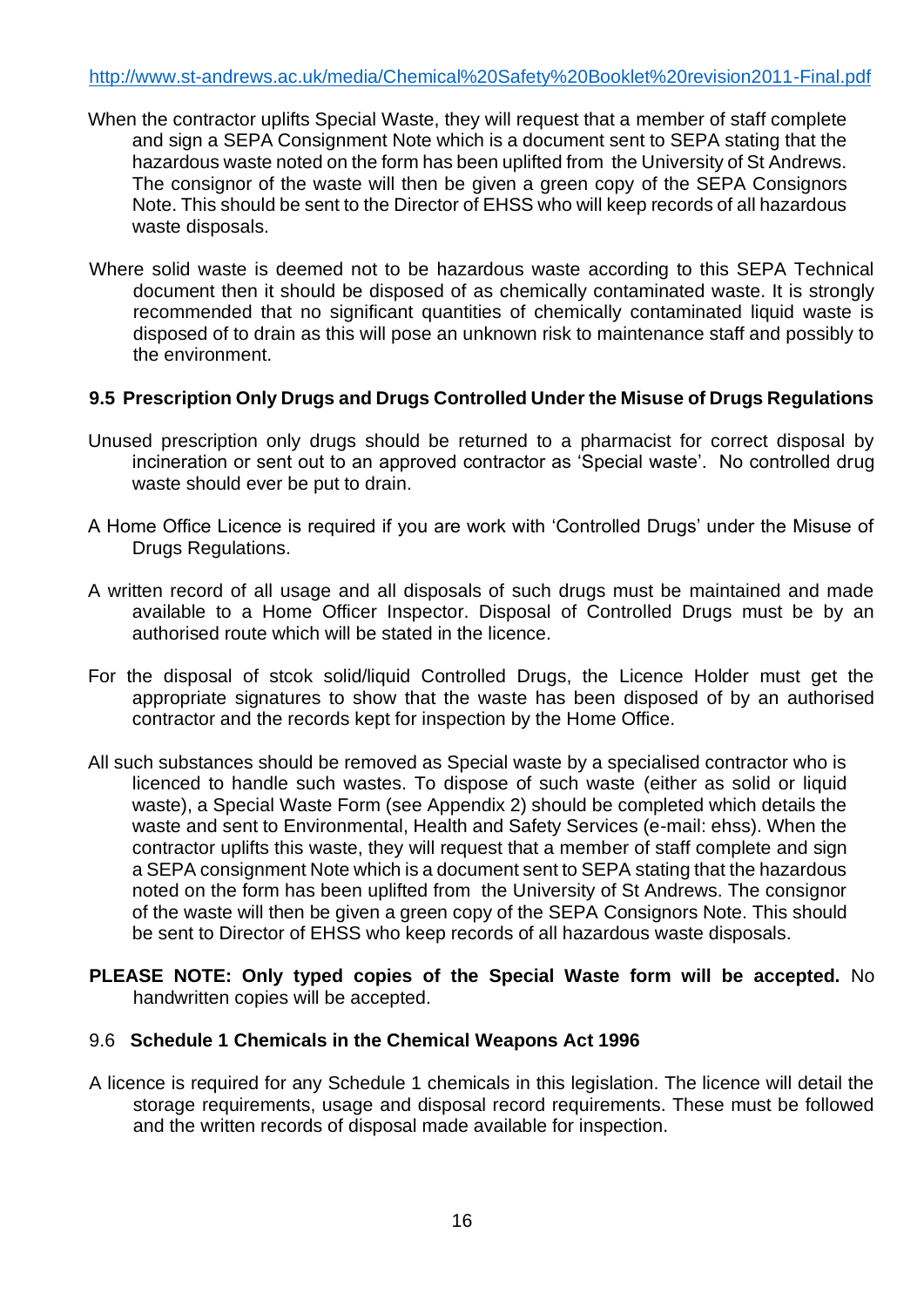http://www.st-andrews.ac.uk/media/Chemical%20Safety%20Booklet%20revision2011-Final.pdf

When the contractor uplifts Special Waste, they will request that a member of staff complete and sign a SEPA Consignment Note which is a document sent to SEPA stating that the hazardous waste noted on the form has been uplifted from the University of St Andrews. The consignor of the waste will then be given a green copy of the SEPA Consignors Note. This should be sent to the Director of EHSS who will keep records of all hazardous waste disposals.

Where solid waste is deemed not to be hazardous waste according to this SEPA Technical document then it should be disposed of as chemically contaminated waste. It is strongly recommended that no significant quantities of chemically contaminated liquid waste is disposed of to drain as this will pose an unknown risk to maintenance staff and possibly to the environment.

### 9.5 Prescription Only Drugs and Drugs Controlled Under the Misuse of Drugs Regulations

Unused prescription only drugs should be returned to a pharmacist for correct disposal by incineration or sent out to an approved contractor as 'Special waste'. No controlled drug waste should ever be put to drain.

A Home Office Licence is required if you are work with 'Controlled Drugs' under the Misuse of Drugs Regulations.

A written record of all usage and all disposals of such drugs must be maintained and made available to a Home Officer Inspector. Disposal of Controlled Drugs must be by an authorised route which will be stated in the licence.

For the disposal of stcok solid/liquid Controlled Drugs, the Licence Holder must get the appropriate signatures to show that the waste has been disposed of by an authorised contractor and the records kept for inspection by the Home Office.

All such substances should be removed as Special waste by a specialised contractor who is licenced to handle such wastes. To dispose of such waste (either as solid or liquid waste), a Special Waste Form (see Appendix 2) should be completed which details the waste and sent to Environmental, Health and Safety Services (e-mail: ehss). When the contractor uplifts this waste, they will request that a member of staff complete and sign a SEPA consignment Note which is a document sent to SEPA stating that the hazardous noted on the form has been uplifted from the University of St Andrews. The consignor of the waste will then be given a green copy of the SEPA Consignors Note. This should be sent to Director of EHSS who keep records of all hazardous waste disposals.

**PLEASE NOTE: Only typed copies of the Special Waste form will be accepted.** No handwritten copies will be accepted.

### 9.6 Schedule 1 Chemicals in the Chemical Weapons Act 1996

A licence is required for any Schedule 1 chemicals in this legislation. The licence will detail the storage requirements, usage and disposal record requirements. These must be followed and the written records of disposal made available for inspection.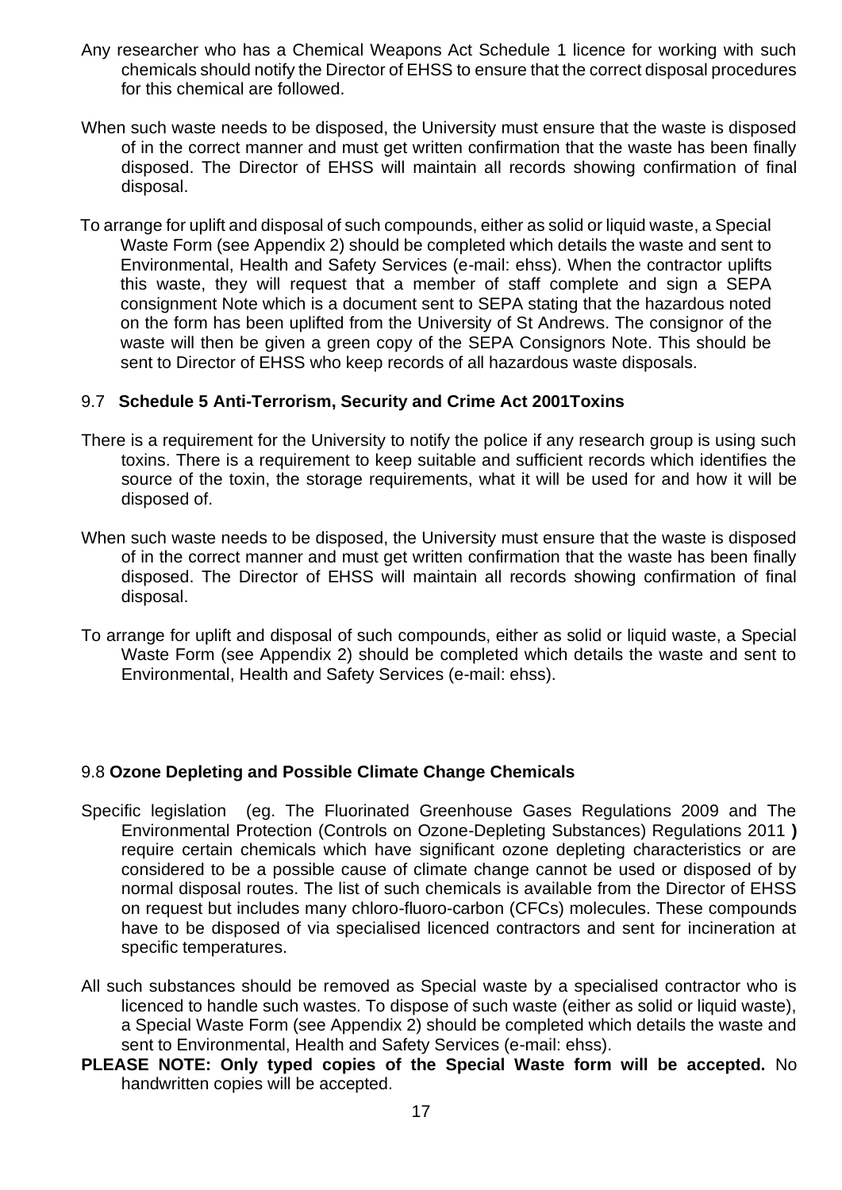Any researcher who has a Chemical Weapons Act Schedule 1 licence for working with such chemicals should notify the Director of EHSS to ensure that the correct disposal procedures for this chemical are followed.

When such waste needs to be disposed, the University must ensure that the waste is disposed of in the correct manner and must get written confirmation that the waste has been finally disposed. The Director of EHSS will maintain all records showing confirmation of final disposal.

To arrange for uplift and disposal of such compounds, either as solid or liquid waste, a Special Waste Form (see Appendix 2) should be completed which details the waste and sent to Environmental, Health and Safety Services (e-mail: ehss). When the contractor uplifts this waste, they will request that a member of staff complete and sign a SEPA consignment Note which is a document sent to SEPA stating that the hazardous noted on the form has been uplifted from the University of St Andrews. The consignor of the waste will then be given a green copy of the SEPA Consignors Note. This should be sent to Director of EHSS who keep records of all hazardous waste disposals.

### 9.7 **Schedule 5 Anti-Terrorism, Security and Crime Act 2001Toxins**

There is a requirement for the University to notify the police if any research group is using such toxins. There is a requirement to keep suitable and sufficient records which identifies the source of the toxin, the storage requirements, what it will be used for and how it will be disposed of.

When such waste needs to be disposed, the University must ensure that the waste is disposed of in the correct manner and must get written confirmation that the waste has been finally disposed. The Director of EHSS will maintain all records showing confirmation of final disposal.

To arrange for uplift and disposal of such compounds, either as solid or liquid waste, a Special Waste Form (see Appendix 2) should be completed which details the waste and sent to Environmental, Health and Safety Services (e-mail: ehss).

### 9.8 **Ozone Depleting and Possible Climate Change Chemicals**

Specific legislation (eg. The Fluorinated Greenhouse Gases Regulations 2009 and The Environmental Protection (Controls on Ozone-Depleting Substances) Regulations 2011 **)** require certain chemicals which have significant ozone depleting characteristics or are considered to be a possible cause of climate change cannot be used or disposed of by normal disposal routes. The list of such chemicals is available from the Director of EHSS on request but includes many chloro-fluoro-carbon (CFCs) molecules. These compounds have to be disposed of via specialised licenced contractors and sent for incineration at specific temperatures.

All such substances should be removed as Special waste by a specialised contractor who is licenced to handle such wastes. To dispose of such waste (either as solid or liquid waste), a Special Waste Form (see Appendix 2) should be completed which details the waste and sent to Environmental, Health and Safety Services (e-mail: ehss).

**PLEASE NOTE: Only typed copies of the Special Waste form will be accepted.** No handwritten copies will be accepted.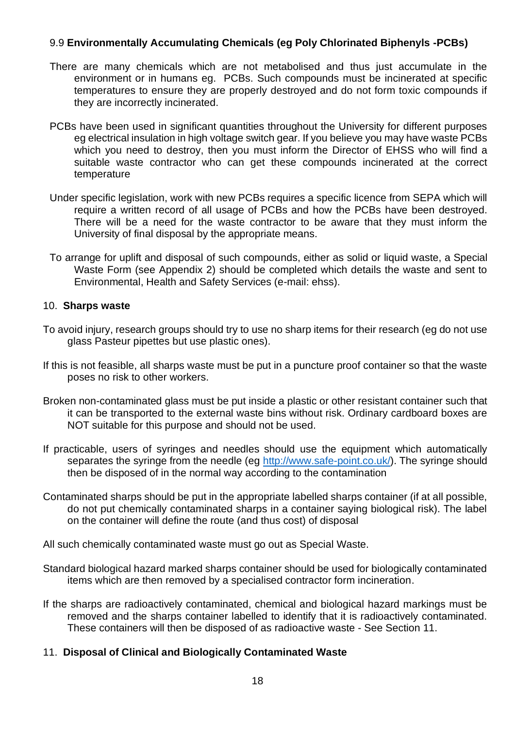### 9.9 **Environmentally Accumulating Chemicals (eg Poly Chlorinated Biphenyls -PCBs)**

There are many chemicals which are not metabolised and thus just accumulate in the environment or in humans eg. PCBs. Such compounds must be incinerated at specific temperatures to ensure they are properly destroyed and do not form toxic compounds if they are incorrectly incinerated.

PCBs have been used in significant quantities throughout the University for different purposes eg electrical insulation in high voltage switch gear. If you believe you may have waste PCBs which you need to destroy, then you must inform the Director of EHSS who will find a suitable waste contractor who can get these compounds incinerated at the correct temperature

Under specific legislation, work with new PCBs requires a specific licence from SEPA which will require a written record of all usage of PCBs and how the PCBs have been destroyed. There will be a need for the waste contractor to be aware that they must inform the University of final disposal by the appropriate means.

To arrange for uplift and disposal of such compounds, either as solid or liquid waste, a Special Waste Form (see Appendix 2) should be completed which details the waste and sent to Environmental, Health and Safety Services (e-mail: ehss).

## 10. **Sharps waste**

To avoid injury, research groups should try to use no sharp items for their research (eg do not use glass Pasteur pipettes but use plastic ones).

If this is not feasible, all sharps waste must be put in a puncture proof container so that the waste poses no risk to other workers.

Broken non-contaminated glass must be put inside a plastic or other resistant container such that it can be transported to the external waste bins without risk. Ordinary cardboard boxes are NOT suitable for this purpose and should not be used.

If practicable, users of syringes and needles should use the equipment which automatically separates the syringe from the needle (eg [http://www.safe-point.co.uk/](http://www.safe-point.co.uk/)). The syringe should then be disposed of in the normal way according to the contamination

Contaminated sharps should be put in the appropriate labelled sharps container (if at all possible, do not put chemically contaminated sharps in a container saying biological risk). The label on the container will define the route (and thus cost) of disposal

All such chemically contaminated waste must go out as Special Waste.

Standard biological hazard marked sharps container should be used for biologically contaminated items which are then removed by a specialised contractor form incineration.

If the sharps are radioactively contaminated, chemical and biological hazard markings must be removed and the sharps container labelled to identify that it is radioactively contaminated. These containers will then be disposed of as radioactive waste - See Section 11.

## 11. **Disposal of Clinical and Biologically Contaminated Waste**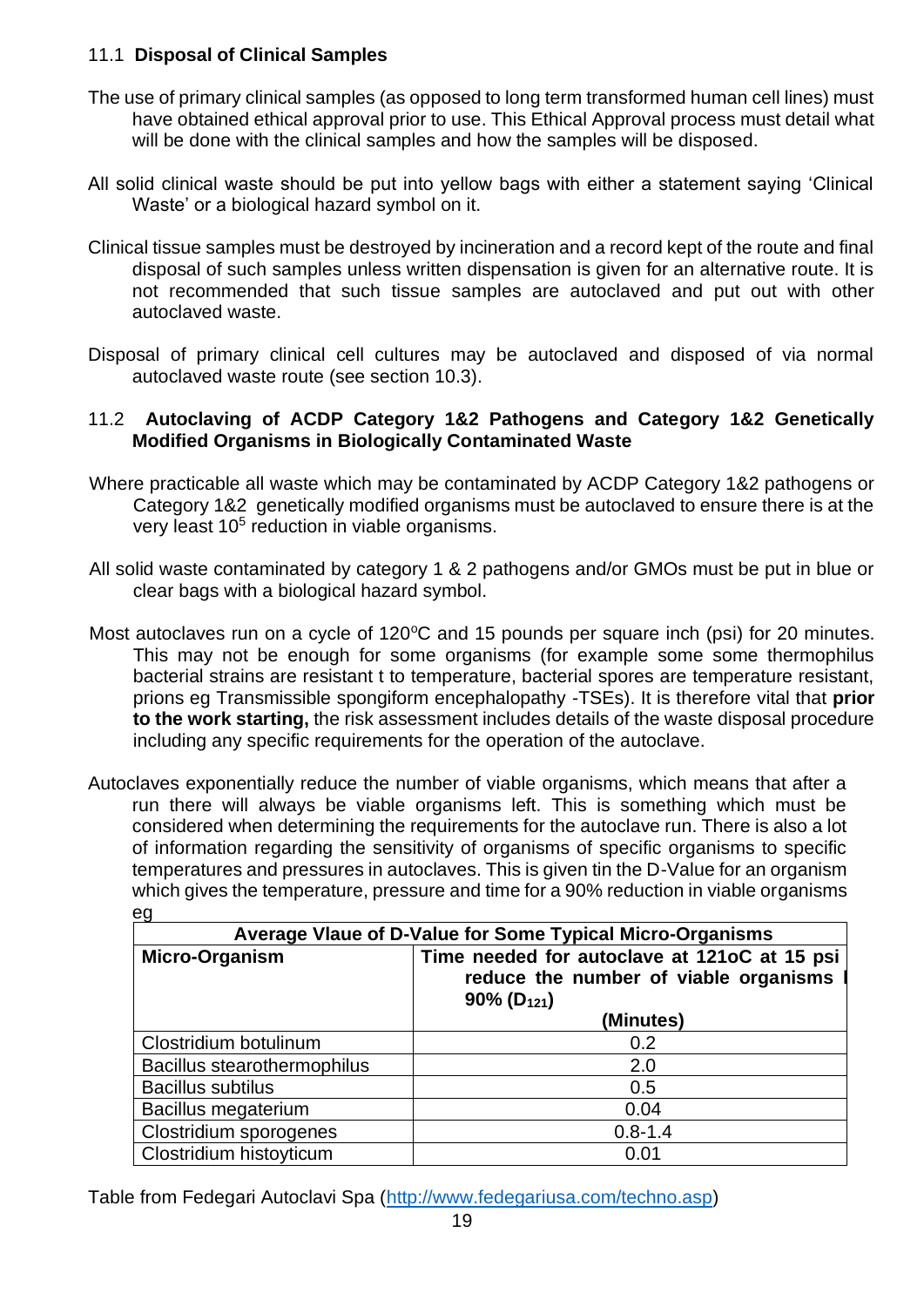### 11.1 **Disposal of Clinical Samples**

The use of primary clinical samples (as opposed to long term transformed human cell lines) must have obtained ethical approval prior to use. This Ethical Approval process must detail what will be done with the clinical samples and how the samples will be disposed.

All solid clinical waste should be put into yellow bags with either a statement saying 'Clinical Waste' or a biological hazard symbol on it.

Clinical tissue samples must be destroyed by incineration and a record kept of the route and final disposal of such samples unless written dispensation is given for an alternative route. It is not recommended that such tissue samples are autoclaved and put out with other autoclaved waste.

Disposal of primary clinical cell cultures may be autoclaved and disposed of via normal autoclaved waste route (see section 10.3).

### 11.2 **Autoclaving of ACDP Category 1&2 Pathogens and Category 1&2 Genetically Modified Organisms in Biologically Contaminated Waste**

Where practicable all waste which may be contaminated by ACDP Category 1&2 pathogens or Category 1&2 genetically modified organisms must be autoclaved to ensure there is at the very least $10^5$ reduction in viable organisms.

All solid waste contaminated by category 1 & 2 pathogens and/or GMOs must be put in blue or clear bags with a biological hazard symbol.

Most autoclaves run on a cycle of 120°C and 15 pounds per square inch (psi) for 20 minutes. This may not be enough for some organisms (for example some some thermophilus bacterial strains are resistant t to temperature, bacterial spores are temperature resistant, prions eg Transmissible spongiform encephalopathy -TSEs). It is therefore vital that **prior to the work starting,** the risk assessment includes details of the waste disposal procedure including any specific requirements for the operation of the autoclave.

Autoclaves exponentially reduce the number of viable organisms, which means that after a run there will always be viable organisms left. This is something which must be considered when determining the requirements for the autoclave run. There is also a lot of information regarding the sensitivity of organisms of specific organisms to specific temperatures and pressures in autoclaves. This is given tin the D-Value for an organism which gives the temperature, pressure and time for a 90% reduction in viable organisms eg

| **Average Vlaue of D-Value for Some Typical Micro-Organisms** | |
|---|---|
| **Micro-Organism** | **Time needed for autoclave at 121oC at 15 psi reduce the number of viable organisms 90% ($D_{121}$)** **(Minutes)** |
| Clostridium botulinum | 0.2 |
| Bacillus stearothermophilus | 2.0 |
| Bacillus subtilus | 0.5 |
| Bacillus megaterium | 0.04 |
| Clostridium sporogenes | 0.8-1.4 |
| Clostridium histoyticum | 0.01 |

Table from Fedegari Autoclavi Spa (http://www.fedegariusa.com/techno.asp)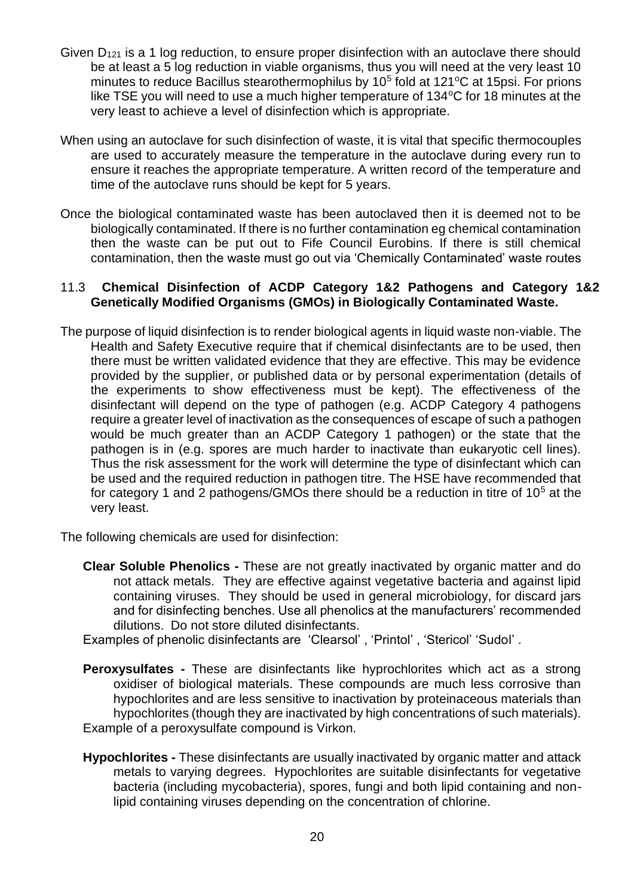Given $D_{121}$ is a 1 log reduction, to ensure proper disinfection with an autoclave there should be at least a 5 log reduction in viable organisms, thus you will need at the very least 10 minutes to reduce Bacillus stearothermophilus by $10^5$ fold at 121°C at 15psi. For prions like TSE you will need to use a much higher temperature of 134°C for 18 minutes at the very least to achieve a level of disinfection which is appropriate.

When using an autoclave for such disinfection of waste, it is vital that specific thermocouples are used to accurately measure the temperature in the autoclave during every run to ensure it reaches the appropriate temperature. A written record of the temperature and time of the autoclave runs should be kept for 5 years.

Once the biological contaminated waste has been autoclaved then it is deemed not to be biologically contaminated. If there is no further contamination eg chemical contamination then the waste can be put out to Fife Council Eurobins. If there is still chemical contamination, then the waste must go out via 'Chemically Contaminated' waste routes

### 11.3 Chemical Disinfection of ACDP Category 1&2 Pathogens and Category 1&2 Genetically Modified Organisms (GMOs) in Biologically Contaminated Waste.

The purpose of liquid disinfection is to render biological agents in liquid waste non-viable. The Health and Safety Executive require that if chemical disinfectants are to be used, then there must be written validated evidence that they are effective. This may be evidence provided by the supplier, or published data or by personal experimentation (details of the experiments to show effectiveness must be kept). The effectiveness of the disinfectant will depend on the type of pathogen (e.g. ACDP Category 4 pathogens require a greater level of inactivation as the consequences of escape of such a pathogen would be much greater than an ACDP Category 1 pathogen) or the state that the pathogen is in (e.g. spores are much harder to inactivate than eukaryotic cell lines). Thus the risk assessment for the work will determine the type of disinfectant which can be used and the required reduction in pathogen titre. The HSE have recommended that for category 1 and 2 pathogens/GMOs there should be a reduction in titre of $10^5$ at the very least.

The following chemicals are used for disinfection:

**Clear Soluble Phenolics -** These are not greatly inactivated by organic matter and do not attack metals. They are effective against vegetative bacteria and against lipid containing viruses. They should be used in general microbiology, for discard jars and for disinfecting benches. Use all phenolics at the manufacturers' recommended dilutions. Do not store diluted disinfectants.

Examples of phenolic disinfectants are 'Clearsol' , 'Printol' , 'Stericol' 'Sudol' .

**Peroxysulfates -** These are disinfectants like hyprochlorites which act as a strong oxidiser of biological materials. These compounds are much less corrosive than hypochlorites and are less sensitive to inactivation by proteinaceous materials than hypochlorites (though they are inactivated by high concentrations of such materials).

Example of a peroxysulfate compound is Virkon.

**Hypochlorites -** These disinfectants are usually inactivated by organic matter and attack metals to varying degrees. Hypochlorites are suitable disinfectants for vegetative bacteria (including mycobacteria), spores, fungi and both lipid containing and non-lipid containing viruses depending on the concentration of chlorine.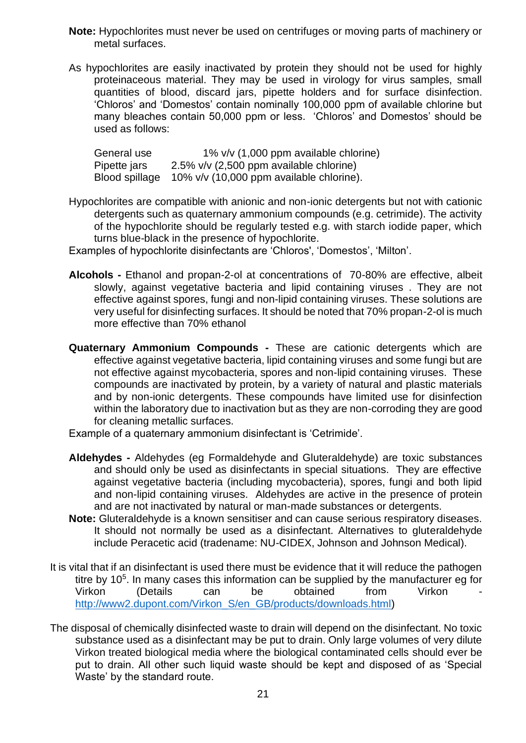**Note:** Hypochlorites must never be used on centrifuges or moving parts of machinery or metal surfaces.

As hypochlorites are easily inactivated by protein they should not be used for highly proteinaceous material. They may be used in virology for virus samples, small quantities of blood, discard jars, pipette holders and for surface disinfection. 'Chloros' and 'Domestos' contain nominally 100,000 ppm of available chlorine but many bleaches contain 50,000 ppm or less. 'Chloros' and Domestos' should be used as follows:

| | |
|---|---|
| General use | 1% v/v (1,000 ppm available chlorine) |
| Pipette jars | 2.5% v/v (2,500 ppm available chlorine) |
| Blood spillage | 10% v/v (10,000 ppm available chlorine). |

Hypochlorites are compatible with anionic and non-ionic detergents but not with cationic detergents such as quaternary ammonium compounds (e.g. cetrimide). The activity of the hypochlorite should be regularly tested e.g. with starch iodide paper, which turns blue-black in the presence of hypochlorite.

Examples of hypochlorite disinfectants are 'Chloros', 'Domestos', 'Milton'.

**Alcohols -** Ethanol and propan-2-ol at concentrations of 70-80% are effective, albeit slowly, against vegetative bacteria and lipid containing viruses . They are not effective against spores, fungi and non-lipid containing viruses. These solutions are very useful for disinfecting surfaces. It should be noted that 70% propan-2-ol is much more effective than 70% ethanol

**Quaternary Ammonium Compounds -** These are cationic detergents which are effective against vegetative bacteria, lipid containing viruses and some fungi but are not effective against mycobacteria, spores and non-lipid containing viruses. These compounds are inactivated by protein, by a variety of natural and plastic materials and by non-ionic detergents. These compounds have limited use for disinfection within the laboratory due to inactivation but as they are non-corroding they are good for cleaning metallic surfaces.

Example of a quaternary ammonium disinfectant is 'Cetrimide'.

**Aldehydes -** Aldehydes (eg Formaldehyde and Gluteraldehyde) are toxic substances and should only be used as disinfectants in special situations. They are effective against vegetative bacteria (including mycobacteria), spores, fungi and both lipid and non-lipid containing viruses. Aldehydes are active in the presence of protein and are not inactivated by natural or man-made substances or detergents.

**Note:** Gluteraldehyde is a known sensitiser and can cause serious respiratory diseases. It should not normally be used as a disinfectant. Alternatives to gluteraldehyde include Peracetic acid (tradename: NU-CIDEX, Johnson and Johnson Medical).

It is vital that if an disinfectant is used there must be evidence that it will reduce the pathogen titre by $10^5$. In many cases this information can be supplied by the manufacturer eg for Virkon (Details can be obtained from Virkon - http://www2.dupont.com/Virkon_S/en_GB/products/downloads.html)

The disposal of chemically disinfected waste to drain will depend on the disinfectant. No toxic substance used as a disinfectant may be put to drain. Only large volumes of very dilute Virkon treated biological media where the biological contaminated cells should ever be put to drain. All other such liquid waste should be kept and disposed of as 'Special Waste' by the standard route.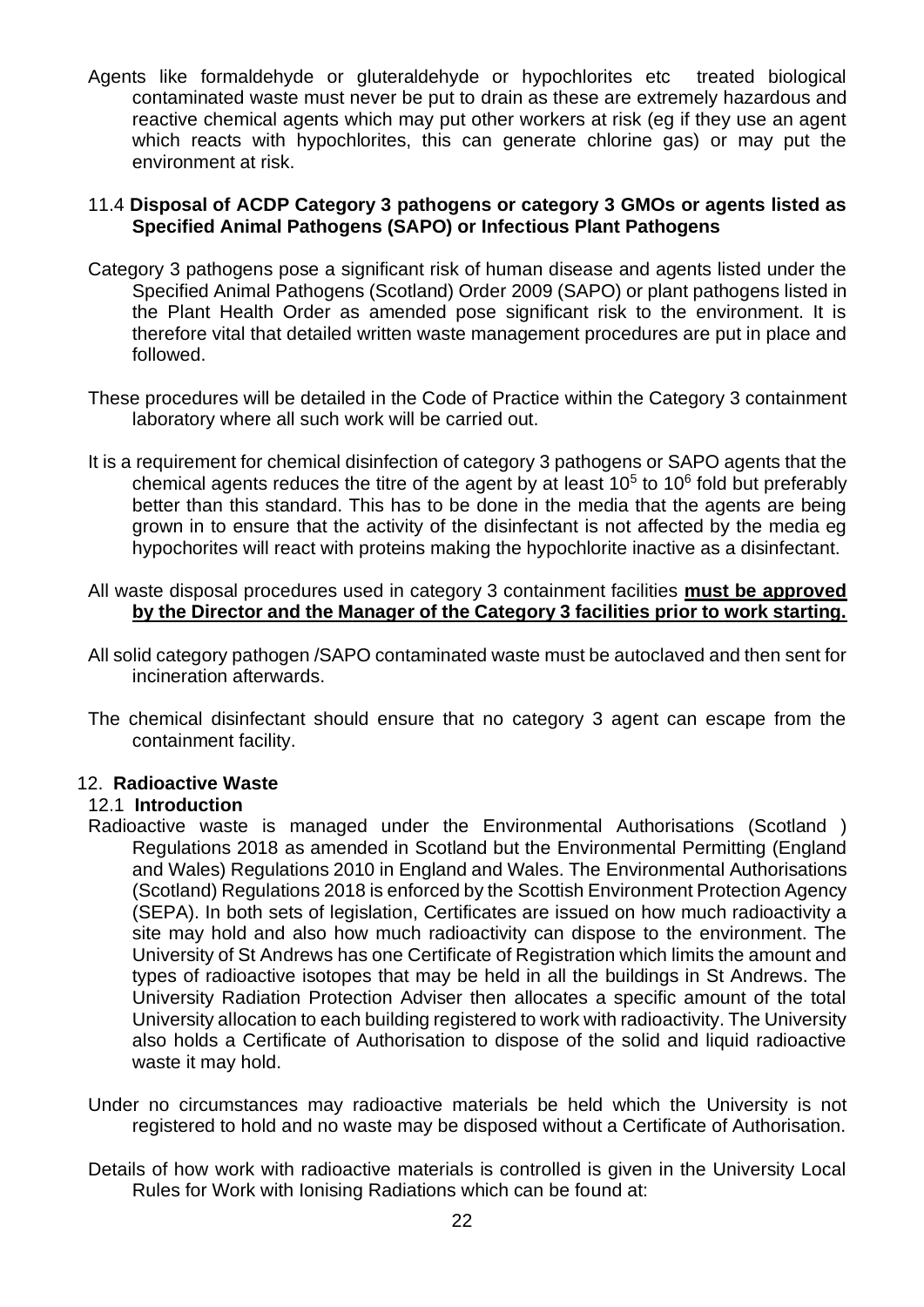Agents like formaldehyde or gluteraldehyde or hypochlorites etc treated biological contaminated waste must never be put to drain as these are extremely hazardous and reactive chemical agents which may put other workers at risk (eg if they use an agent which reacts with hypochlorites, this can generate chlorine gas) or may put the environment at risk.

### 11.4 Disposal of ACDP Category 3 pathogens or category 3 GMOs or agents listed as Specified Animal Pathogens (SAPO) or Infectious Plant Pathogens

Category 3 pathogens pose a significant risk of human disease and agents listed under the Specified Animal Pathogens (Scotland) Order 2009 (SAPO) or plant pathogens listed in the Plant Health Order as amended pose significant risk to the environment. It is therefore vital that detailed written waste management procedures are put in place and followed.

These procedures will be detailed in the Code of Practice within the Category 3 containment laboratory where all such work will be carried out.

It is a requirement for chemical disinfection of category 3 pathogens or SAPO agents that the chemical agents reduces the titre of the agent by at least $10^5$ to $10^6$ fold but preferably better than this standard. This has to be done in the media that the agents are being grown in to ensure that the activity of the disinfectant is not affected by the media eg hypochorites will react with proteins making the hypochlorite inactive as a disinfectant.

All waste disposal procedures used in category 3 containment facilities **must be approved by the Director and the Manager of the Category 3 facilities prior to work starting.**

All solid category pathogen /SAPO contaminated waste must be autoclaved and then sent for incineration afterwards.

The chemical disinfectant should ensure that no category 3 agent can escape from the containment facility.

## 12. Radioactive Waste

### 12.1 Introduction

Radioactive waste is managed under the Environmental Authorisations (Scotland ) Regulations 2018 as amended in Scotland but the Environmental Permitting (England and Wales) Regulations 2010 in England and Wales. The Environmental Authorisations (Scotland) Regulations 2018 is enforced by the Scottish Environment Protection Agency (SEPA). In both sets of legislation, Certificates are issued on how much radioactivity a site may hold and also how much radioactivity can dispose to the environment. The University of St Andrews has one Certificate of Registration which limits the amount and types of radioactive isotopes that may be held in all the buildings in St Andrews. The University Radiation Protection Adviser then allocates a specific amount of the total University allocation to each building registered to work with radioactivity. The University also holds a Certificate of Authorisation to dispose of the solid and liquid radioactive waste it may hold.

Under no circumstances may radioactive materials be held which the University is not registered to hold and no waste may be disposed without a Certificate of Authorisation.

Details of how work with radioactive materials is controlled is given in the University Local Rules for Work with Ionising Radiations which can be found at: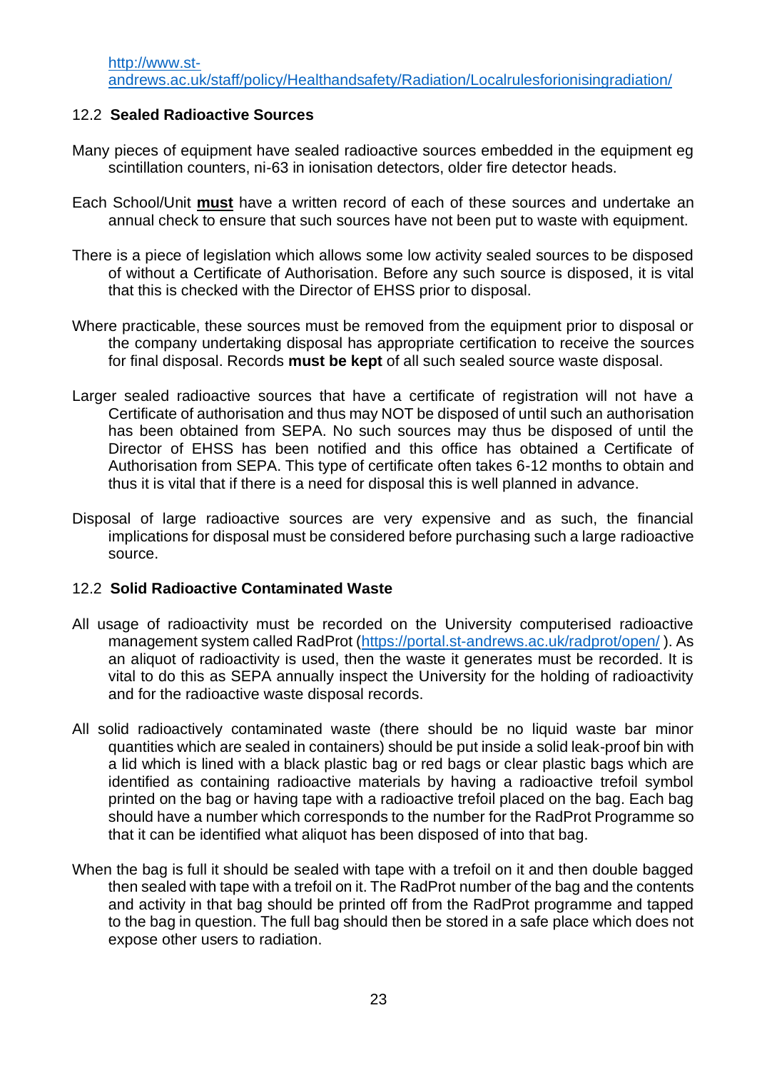http://www.st-andrews.ac.uk/staff/policy/Healthandsafety/Radiation/Localrulesforionisingradiation/

## 12.2 **Sealed Radioactive Sources**

Many pieces of equipment have sealed radioactive sources embedded in the equipment eg scintillation counters, ni-63 in ionisation detectors, older fire detector heads.

Each School/Unit **must** have a written record of each of these sources and undertake an annual check to ensure that such sources have not been put to waste with equipment.

There is a piece of legislation which allows some low activity sealed sources to be disposed of without a Certificate of Authorisation. Before any such source is disposed, it is vital that this is checked with the Director of EHSS prior to disposal.

Where practicable, these sources must be removed from the equipment prior to disposal or the company undertaking disposal has appropriate certification to receive the sources for final disposal. Records **must be kept** of all such sealed source waste disposal.

Larger sealed radioactive sources that have a certificate of registration will not have a Certificate of authorisation and thus may NOT be disposed of until such an authorisation has been obtained from SEPA. No such sources may thus be disposed of until the Director of EHSS has been notified and this office has obtained a Certificate of Authorisation from SEPA. This type of certificate often takes 6-12 months to obtain and thus it is vital that if there is a need for disposal this is well planned in advance.

Disposal of large radioactive sources are very expensive and as such, the financial implications for disposal must be considered before purchasing such a large radioactive source.

## 12.2 **Solid Radioactive Contaminated Waste**

All usage of radioactivity must be recorded on the University computerised radioactive management system called RadProt (https://portal.st-andrews.ac.uk/radprot/open/ ). As an aliquot of radioactivity is used, then the waste it generates must be recorded. It is vital to do this as SEPA annually inspect the University for the holding of radioactivity and for the radioactive waste disposal records.

All solid radioactively contaminated waste (there should be no liquid waste bar minor quantities which are sealed in containers) should be put inside a solid leak-proof bin with a lid which is lined with a black plastic bag or red bags or clear plastic bags which are identified as containing radioactive materials by having a radioactive trefoil symbol printed on the bag or having tape with a radioactive trefoil placed on the bag. Each bag should have a number which corresponds to the number for the RadProt Programme so that it can be identified what aliquot has been disposed of into that bag.

When the bag is full it should be sealed with tape with a trefoil on it and then double bagged then sealed with tape with a trefoil on it. The RadProt number of the bag and the contents and activity in that bag should be printed off from the RadProt programme and tapped to the bag in question. The full bag should then be stored in a safe place which does not expose other users to radiation.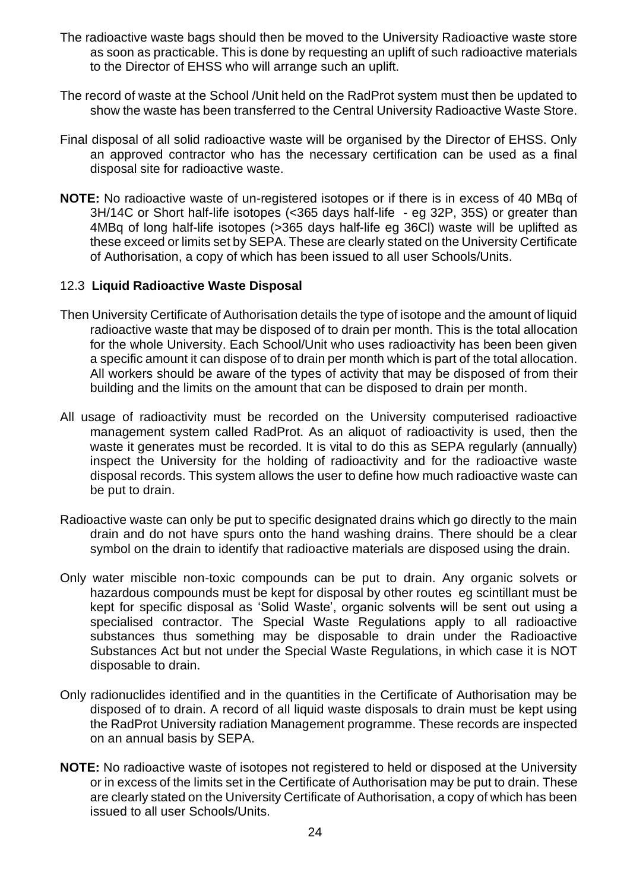The radioactive waste bags should then be moved to the University Radioactive waste store as soon as practicable. This is done by requesting an uplift of such radioactive materials to the Director of EHSS who will arrange such an uplift.

The record of waste at the School /Unit held on the RadProt system must then be updated to show the waste has been transferred to the Central University Radioactive Waste Store.

Final disposal of all solid radioactive waste will be organised by the Director of EHSS. Only an approved contractor who has the necessary certification can be used as a final disposal site for radioactive waste.

**NOTE:** No radioactive waste of un-registered isotopes or if there is in excess of 40 MBq of $^{3}H$/$^{14}C$ or Short half-life isotopes (<365 days half-life - eg $^{32}P$, $^{35}S$) or greater than 4MBq of long half-life isotopes (>365 days half-life eg $^{36}Cl$) waste will be uplifted as these exceed or limits set by SEPA. These are clearly stated on the University Certificate of Authorisation, a copy of which has been issued to all user Schools/Units.

### 12.3 Liquid Radioactive Waste Disposal

Then University Certificate of Authorisation details the type of isotope and the amount of liquid radioactive waste that may be disposed of to drain per month. This is the total allocation for the whole University. Each School/Unit who uses radioactivity has been been given a specific amount it can dispose of to drain per month which is part of the total allocation. All workers should be aware of the types of activity that may be disposed of from their building and the limits on the amount that can be disposed to drain per month.

All usage of radioactivity must be recorded on the University computerised radioactive management system called RadProt. As an aliquot of radioactivity is used, then the waste it generates must be recorded. It is vital to do this as SEPA regularly (annually) inspect the University for the holding of radioactivity and for the radioactive waste disposal records. This system allows the user to define how much radioactive waste can be put to drain.

Radioactive waste can only be put to specific designated drains which go directly to the main drain and do not have spurs onto the hand washing drains. There should be a clear symbol on the drain to identify that radioactive materials are disposed using the drain.

Only water miscible non-toxic compounds can be put to drain. Any organic solvets or hazardous compounds must be kept for disposal by other routes eg scintillant must be kept for specific disposal as 'Solid Waste', organic solvents will be sent out using a specialised contractor. The Special Waste Regulations apply to all radioactive substances thus something may be disposable to drain under the Radioactive Substances Act but not under the Special Waste Regulations, in which case it is NOT disposable to drain.

Only radionuclides identified and in the quantities in the Certificate of Authorisation may be disposed of to drain. A record of all liquid waste disposals to drain must be kept using the RadProt University radiation Management programme. These records are inspected on an annual basis by SEPA.

**NOTE:** No radioactive waste of isotopes not registered to held or disposed at the University or in excess of the limits set in the Certificate of Authorisation may be put to drain. These are clearly stated on the University Certificate of Authorisation, a copy of which has been issued to all user Schools/Units.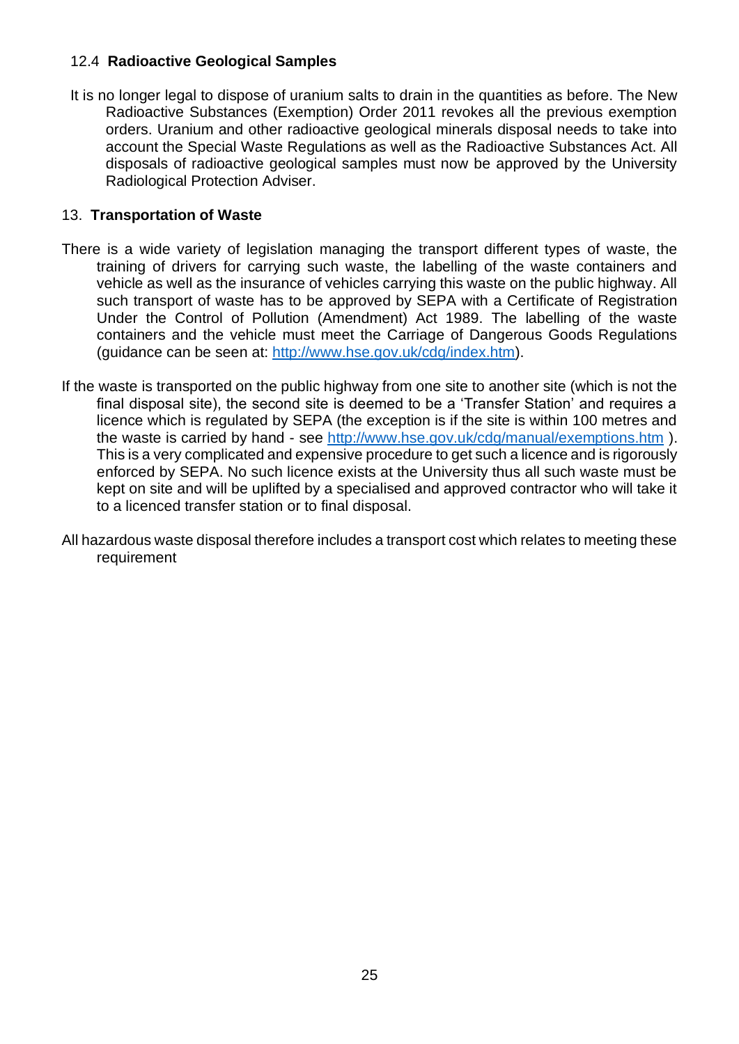### 12.4 **Radioactive Geological Samples**

It is no longer legal to dispose of uranium salts to drain in the quantities as before. The New Radioactive Substances (Exemption) Order 2011 revokes all the previous exemption orders. Uranium and other radioactive geological minerals disposal needs to take into account the Special Waste Regulations as well as the Radioactive Substances Act. All disposals of radioactive geological samples must now be approved by the University Radiological Protection Adviser.

## 13. **Transportation of Waste**

There is a wide variety of legislation managing the transport different types of waste, the training of drivers for carrying such waste, the labelling of the waste containers and vehicle as well as the insurance of vehicles carrying this waste on the public highway. All such transport of waste has to be approved by SEPA with a Certificate of Registration Under the Control of Pollution (Amendment) Act 1989. The labelling of the waste containers and the vehicle must meet the Carriage of Dangerous Goods Regulations (guidance can be seen at: [http://www.hse.gov.uk/cdg/index.htm](http://www.hse.gov.uk/cdg/index.htm)).

If the waste is transported on the public highway from one site to another site (which is not the final disposal site), the second site is deemed to be a 'Transfer Station' and requires a licence which is regulated by SEPA (the exception is if the site is within 100 metres and the waste is carried by hand - see [http://www.hse.gov.uk/cdg/manual/exemptions.htm](http://www.hse.gov.uk/cdg/manual/exemptions.htm) ). This is a very complicated and expensive procedure to get such a licence and is rigorously enforced by SEPA. No such licence exists at the University thus all such waste must be kept on site and will be uplifted by a specialised and approved contractor who will take it to a licenced transfer station or to final disposal.

All hazardous waste disposal therefore includes a transport cost which relates to meeting these requirement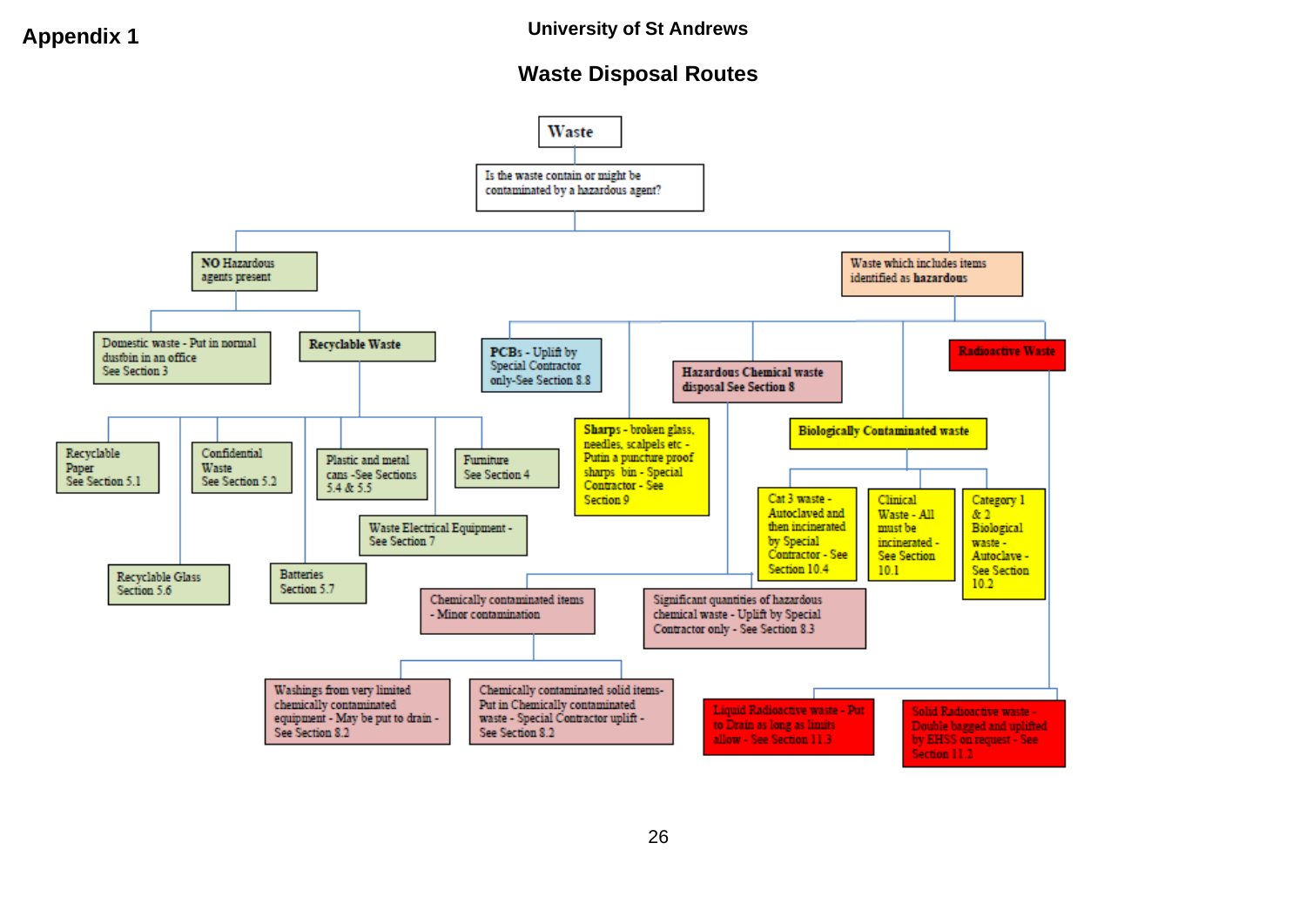**Appendix 1**

## University of St Andrews

# Waste Disposal Routes

- **Waste**
  - Is the waste contain or might be contaminated by a hazardous agent?
    - **NO** Hazardous agents present
      - Domestic waste - Put in normal dustbin in an office See Section 3
      - **Recyclable Waste**
        - Recyclable Paper See Section 5.1
        - Recyclable Glass Section 5.6
        - Confidential Waste See Section 5.2
        - Batteries Section 5.7
        - Plastic and metal cans -See Sections 5.4 & 5.5
        - Waste Electrical Equipment - See Section 7
        - Furniture See Section 4
    - Waste which includes items identified as **hazardous**
      - **PCBs** - Uplift by Special Contractor only-See Section 8.8
      - **Sharps** - broken glass, needles, scalpels etc - Putin a puncture proof sharps bin - Special Contractor - See Section 9
      - **Hazardous Chemical waste disposal See Section 8**
        - Chemically contaminated items - Minor contamination
          - Washings from very limited chemically contaminated equipment - May be put to drain - See Section 8.2
          - Chemically contaminated solid items- Put in Chemically contaminated waste - Special Contractor uplift - See Section 8.2
        - Significant quantities of hazardous chemical waste - Uplift by Special Contractor only - See Section 8.3
      - **Biologically Contaminated waste**
        - Cat 3 waste - Autoclaved and then incinerated by Special Contractor - See Section 10.4
        - Clinical Waste - All must be incinerated - See Section 10.1
        - Category 1 & 2 Biological waste - Autoclave - See Section 10.2
      - **Radioactive Waste**
        - Liquid Radioactive waste - Put to Drain as long as limits allow - See Section 11.3
        - Solid Radioactive waste - Double bagged and uplifted by EHSS on request - See Section 11.2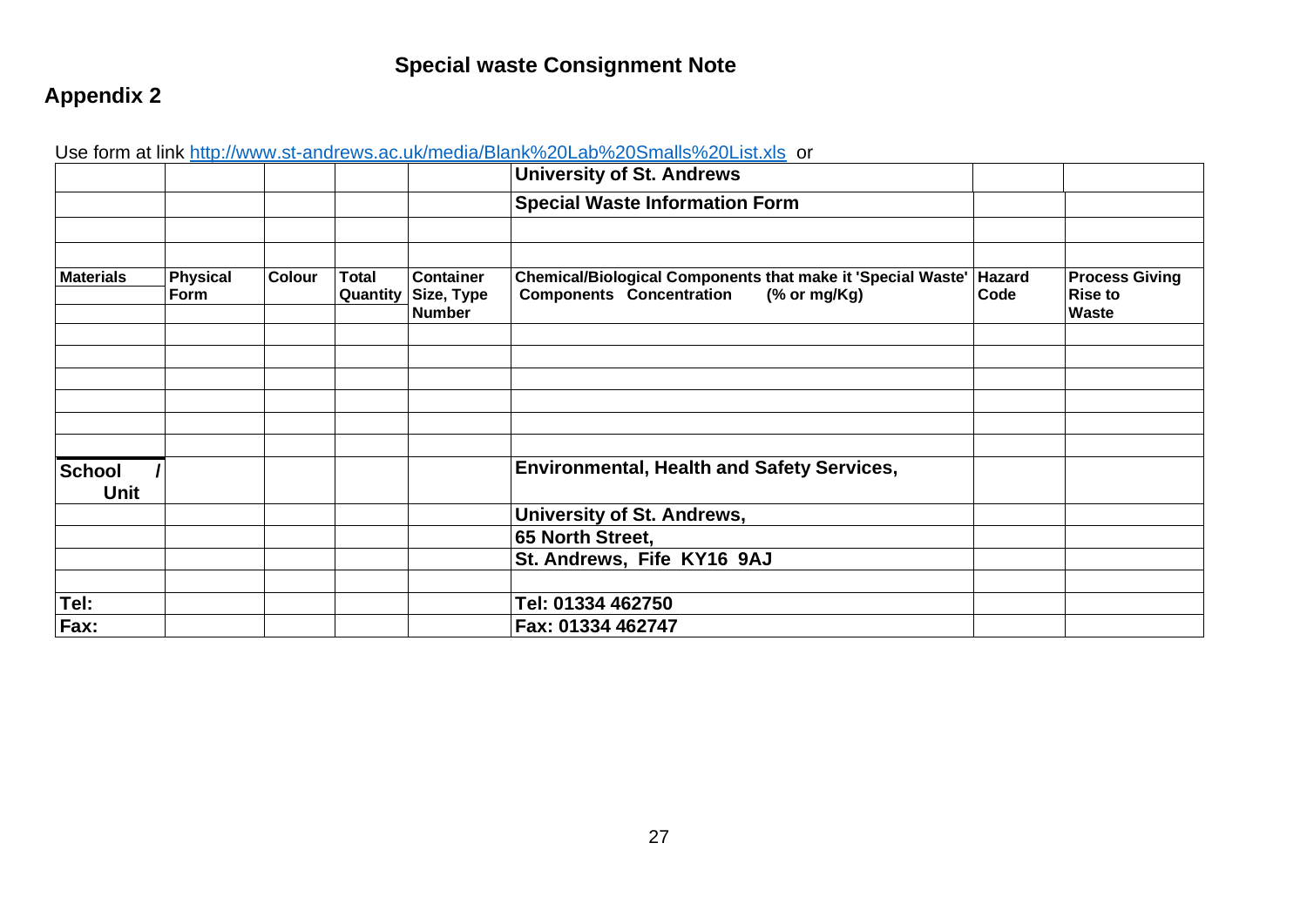## Special waste Consignment Note

## Appendix 2

Use form at link http://www.st-andrews.ac.uk/media/Blank%20Lab%20Smalls%20List.xls or

| | | | | | University of St. Andrews | | |
|---|---|---|---|---|---|---|---|
| | | | | | **Special Waste Information Form** | | |
| | | | | | | | |
| | | | | | | | |
| **Materials** | **Physical Form** | **Colour** | **Total Quantity** | **Container Size, Type Number** | **Chemical/Biological Components that make it 'Special Waste' Components Concentration (% or mg/Kg)** | **Hazard Code** | **Process Giving Rise to Waste** |
| | | | | | | | |
| | | | | | | | |
| | | | | | | | |
| | | | | | | | |
| | | | | | | | |
| | | | | | | | |
| **School / Unit** | | | | | **Environmental, Health and Safety Services,** | | |
| | | | | | **University of St. Andrews,** | | |
| | | | | | **65 North Street,** | | |
| | | | | | **St. Andrews, Fife KY16 9AJ** | | |
| | | | | | | | |
| **Tel:** | | | | | **Tel: 01334 462750** | | |
| **Fax:** | | | | | **Fax: 01334 462747** | | |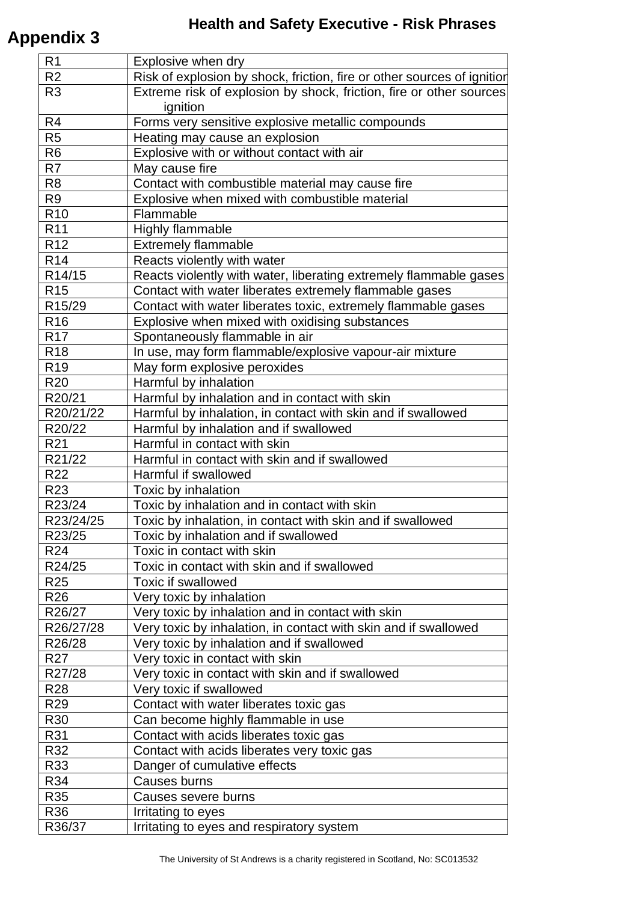# Appendix 3

## Health and Safety Executive - Risk Phrases

| | |
|---|---|
| R1 | Explosive when dry |
| R2 | Risk of explosion by shock, friction, fire or other sources of ignition |
| R3 | Extreme risk of explosion by shock, friction, fire or other sources ignition |
| R4 | Forms very sensitive explosive metallic compounds |
| R5 | Heating may cause an explosion |
| R6 | Explosive with or without contact with air |
| R7 | May cause fire |
| R8 | Contact with combustible material may cause fire |
| R9 | Explosive when mixed with combustible material |
| R10 | Flammable |
| R11 | Highly flammable |
| R12 | Extremely flammable |
| R14 | Reacts violently with water |
| R14/15 | Reacts violently with water, liberating extremely flammable gases |
| R15 | Contact with water liberates extremely flammable gases |
| R15/29 | Contact with water liberates toxic, extremely flammable gases |
| R16 | Explosive when mixed with oxidising substances |
| R17 | Spontaneously flammable in air |
| R18 | In use, may form flammable/explosive vapour-air mixture |
| R19 | May form explosive peroxides |
| R20 | Harmful by inhalation |
| R20/21 | Harmful by inhalation and in contact with skin |
| R20/21/22 | Harmful by inhalation, in contact with skin and if swallowed |
| R20/22 | Harmful by inhalation and if swallowed |
| R21 | Harmful in contact with skin |
| R21/22 | Harmful in contact with skin and if swallowed |
| R22 | Harmful if swallowed |
| R23 | Toxic by inhalation |
| R23/24 | Toxic by inhalation and in contact with skin |
| R23/24/25 | Toxic by inhalation, in contact with skin and if swallowed |
| R23/25 | Toxic by inhalation and if swallowed |
| R24 | Toxic in contact with skin |
| R24/25 | Toxic in contact with skin and if swallowed |
| R25 | Toxic if swallowed |
| R26 | Very toxic by inhalation |
| R26/27 | Very toxic by inhalation and in contact with skin |
| R26/27/28 | Very toxic by inhalation, in contact with skin and if swallowed |
| R26/28 | Very toxic by inhalation and if swallowed |
| R27 | Very toxic in contact with skin |
| R27/28 | Very toxic in contact with skin and if swallowed |
| R28 | Very toxic if swallowed |
| R29 | Contact with water liberates toxic gas |
| R30 | Can become highly flammable in use |
| R31 | Contact with acids liberates toxic gas |
| R32 | Contact with acids liberates very toxic gas |
| R33 | Danger of cumulative effects |
| R34 | Causes burns |
| R35 | Causes severe burns |
| R36 | Irritating to eyes |
| R36/37 | Irritating to eyes and respiratory system |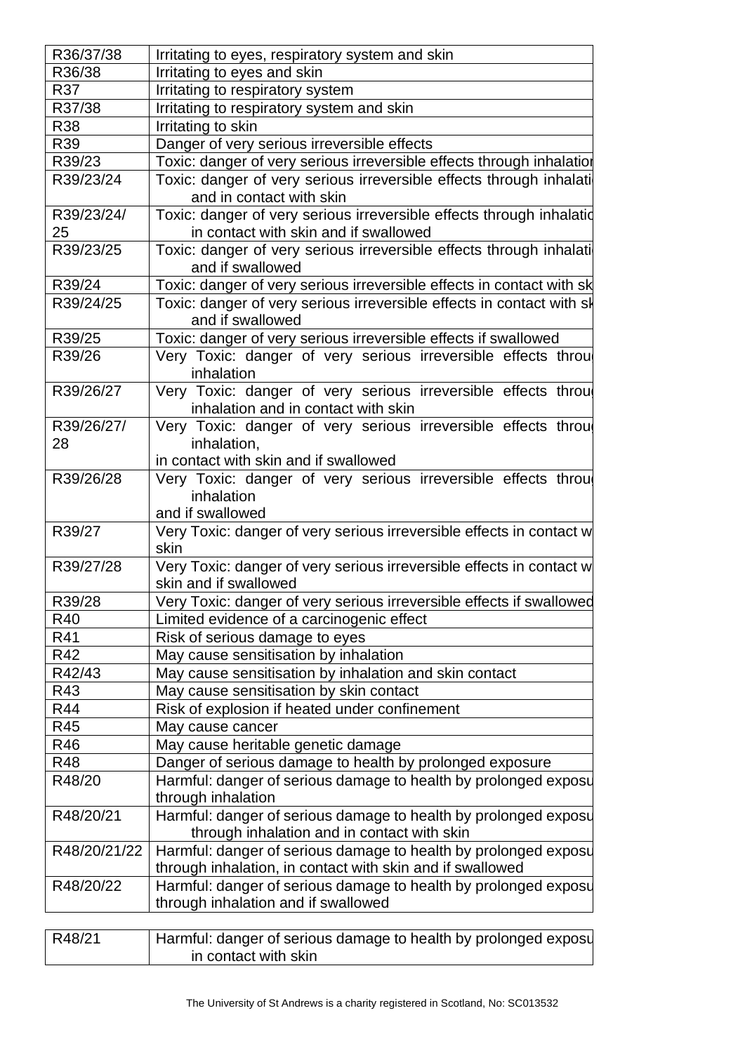| R36/37/38 | Irritating to eyes, respiratory system and skin |
|---|---|
| R36/38 | Irritating to eyes and skin |
| R37 | Irritating to respiratory system |
| R37/38 | Irritating to respiratory system and skin |
| R38 | Irritating to skin |
| R39 | Danger of very serious irreversible effects |
| R39/23 | Toxic: danger of very serious irreversible effects through inhalation |
| R39/23/24 | Toxic: danger of very serious irreversible effects through inhalati and in contact with skin |
| R39/23/24/25 | Toxic: danger of very serious irreversible effects through inhalatio in contact with skin and if swallowed |
| R39/23/25 | Toxic: danger of very serious irreversible effects through inhalati and if swallowed |
| R39/24 | Toxic: danger of very serious irreversible effects in contact with sk |
| R39/24/25 | Toxic: danger of very serious irreversible effects in contact with sk and if swallowed |
| R39/25 | Toxic: danger of very serious irreversible effects if swallowed |
| R39/26 | Very Toxic: danger of very serious irreversible effects throu inhalation |
| R39/26/27 | Very Toxic: danger of very serious irreversible effects throu inhalation and in contact with skin |
| R39/26/27/28 | Very Toxic: danger of very serious irreversible effects throu inhalation, in contact with skin and if swallowed |
| R39/26/28 | Very Toxic: danger of very serious irreversible effects throu inhalation and if swallowed |
| R39/27 | Very Toxic: danger of very serious irreversible effects in contact w skin |
| R39/27/28 | Very Toxic: danger of very serious irreversible effects in contact w skin and if swallowed |
| R39/28 | Very Toxic: danger of very serious irreversible effects if swallowed |
| R40 | Limited evidence of a carcinogenic effect |
| R41 | Risk of serious damage to eyes |
| R42 | May cause sensitisation by inhalation |
| R42/43 | May cause sensitisation by inhalation and skin contact |
| R43 | May cause sensitisation by skin contact |
| R44 | Risk of explosion if heated under confinement |
| R45 | May cause cancer |
| R46 | May cause heritable genetic damage |
| R48 | Danger of serious damage to health by prolonged exposure |
| R48/20 | Harmful: danger of serious damage to health by prolonged exposu through inhalation |
| R48/20/21 | Harmful: danger of serious damage to health by prolonged exposu through inhalation and in contact with skin |
| R48/20/21/22 | Harmful: danger of serious damage to health by prolonged exposu through inhalation, in contact with skin and if swallowed |
| R48/20/22 | Harmful: danger of serious damage to health by prolonged exposu through inhalation and if swallowed |
| R48/21 | Harmful: danger of serious damage to health by prolonged exposu in contact with skin |

The University of St Andrews is a charity registered in Scotland, No: SC013532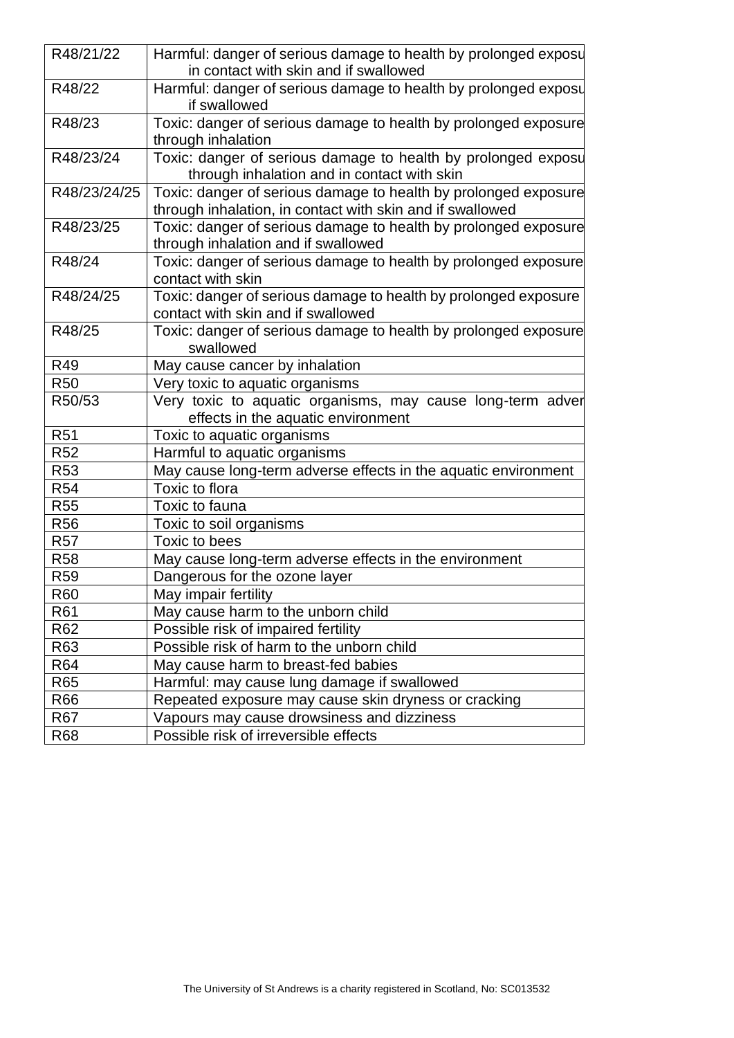| | |
|---|---|
| R48/21/22 | Harmful: danger of serious damage to health by prolonged exposu in contact with skin and if swallowed |
| R48/22 | Harmful: danger of serious damage to health by prolonged exposu if swallowed |
| R48/23 | Toxic: danger of serious damage to health by prolonged exposure through inhalation |
| R48/23/24 | Toxic: danger of serious damage to health by prolonged exposu through inhalation and in contact with skin |
| R48/23/24/25 | Toxic: danger of serious damage to health by prolonged exposure through inhalation, in contact with skin and if swallowed |
| R48/23/25 | Toxic: danger of serious damage to health by prolonged exposure through inhalation and if swallowed |
| R48/24 | Toxic: danger of serious damage to health by prolonged exposure contact with skin |
| R48/24/25 | Toxic: danger of serious damage to health by prolonged exposure contact with skin and if swallowed |
| R48/25 | Toxic: danger of serious damage to health by prolonged exposure swallowed |
| R49 | May cause cancer by inhalation |
| R50 | Very toxic to aquatic organisms |
| R50/53 | Very toxic to aquatic organisms, may cause long-term adver effects in the aquatic environment |
| R51 | Toxic to aquatic organisms |
| R52 | Harmful to aquatic organisms |
| R53 | May cause long-term adverse effects in the aquatic environment |
| R54 | Toxic to flora |
| R55 | Toxic to fauna |
| R56 | Toxic to soil organisms |
| R57 | Toxic to bees |
| R58 | May cause long-term adverse effects in the environment |
| R59 | Dangerous for the ozone layer |
| R60 | May impair fertility |
| R61 | May cause harm to the unborn child |
| R62 | Possible risk of impaired fertility |
| R63 | Possible risk of harm to the unborn child |
| R64 | May cause harm to breast-fed babies |
| R65 | Harmful: may cause lung damage if swallowed |
| R66 | Repeated exposure may cause skin dryness or cracking |
| R67 | Vapours may cause drowsiness and dizziness |
| R68 | Possible risk of irreversible effects |

The University of St Andrews is a charity registered in Scotland, No: SC013532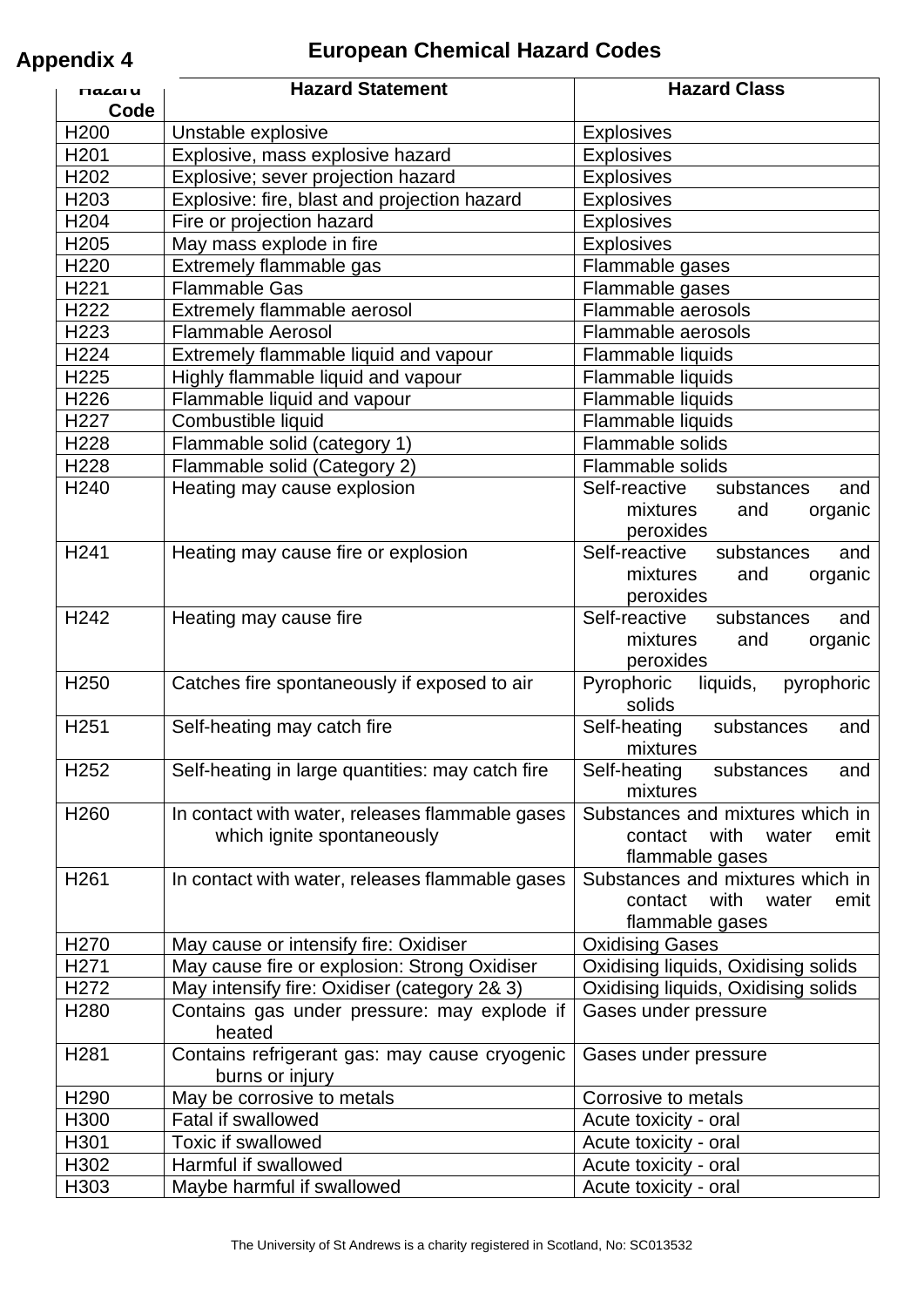**Appendix 4**

## European Chemical Hazard Codes

| Hazard Code | Hazard Statement | Hazard Class |
|---|---|---|
| H200 | Unstable explosive | Explosives |
| H201 | Explosive, mass explosive hazard | Explosives |
| H202 | Explosive; sever projection hazard | Explosives |
| H203 | Explosive: fire, blast and projection hazard | Explosives |
| H204 | Fire or projection hazard | Explosives |
| H205 | May mass explode in fire | Explosives |
| H220 | Extremely flammable gas | Flammable gases |
| H221 | Flammable Gas | Flammable gases |
| H222 | Extremely flammable aerosol | Flammable aerosols |
| H223 | Flammable Aerosol | Flammable aerosols |
| H224 | Extremely flammable liquid and vapour | Flammable liquids |
| H225 | Highly flammable liquid and vapour | Flammable liquids |
| H226 | Flammable liquid and vapour | Flammable liquids |
| H227 | Combustible liquid | Flammable liquids |
| H228 | Flammable solid (category 1) | Flammable solids |
| H228 | Flammable solid (Category 2) | Flammable solids |
| H240 | Heating may cause explosion | Self-reactive substances and mixtures and organic peroxides |
| H241 | Heating may cause fire or explosion | Self-reactive substances and mixtures and organic peroxides |
| H242 | Heating may cause fire | Self-reactive substances and mixtures and organic peroxides |
| H250 | Catches fire spontaneously if exposed to air | Pyrophoric liquids, pyrophoric solids |
| H251 | Self-heating may catch fire | Self-heating substances and mixtures |
| H252 | Self-heating in large quantities: may catch fire | Self-heating substances and mixtures |
| H260 | In contact with water, releases flammable gases which ignite spontaneously | Substances and mixtures which in contact with water emit flammable gases |
| H261 | In contact with water, releases flammable gases | Substances and mixtures which in contact with water emit flammable gases |
| H270 | May cause or intensify fire: Oxidiser | Oxidising Gases |
| H271 | May cause fire or explosion: Strong Oxidiser | Oxidising liquids, Oxidising solids |
| H272 | May intensify fire: Oxidiser (category 2& 3) | Oxidising liquids, Oxidising solids |
| H280 | Contains gas under pressure: may explode if heated | Gases under pressure |
| H281 | Contains refrigerant gas: may cause cryogenic burns or injury | Gases under pressure |
| H290 | May be corrosive to metals | Corrosive to metals |
| H300 | Fatal if swallowed | Acute toxicity - oral |
| H301 | Toxic if swallowed | Acute toxicity - oral |
| H302 | Harmful if swallowed | Acute toxicity - oral |
| H303 | Maybe harmful if swallowed | Acute toxicity - oral |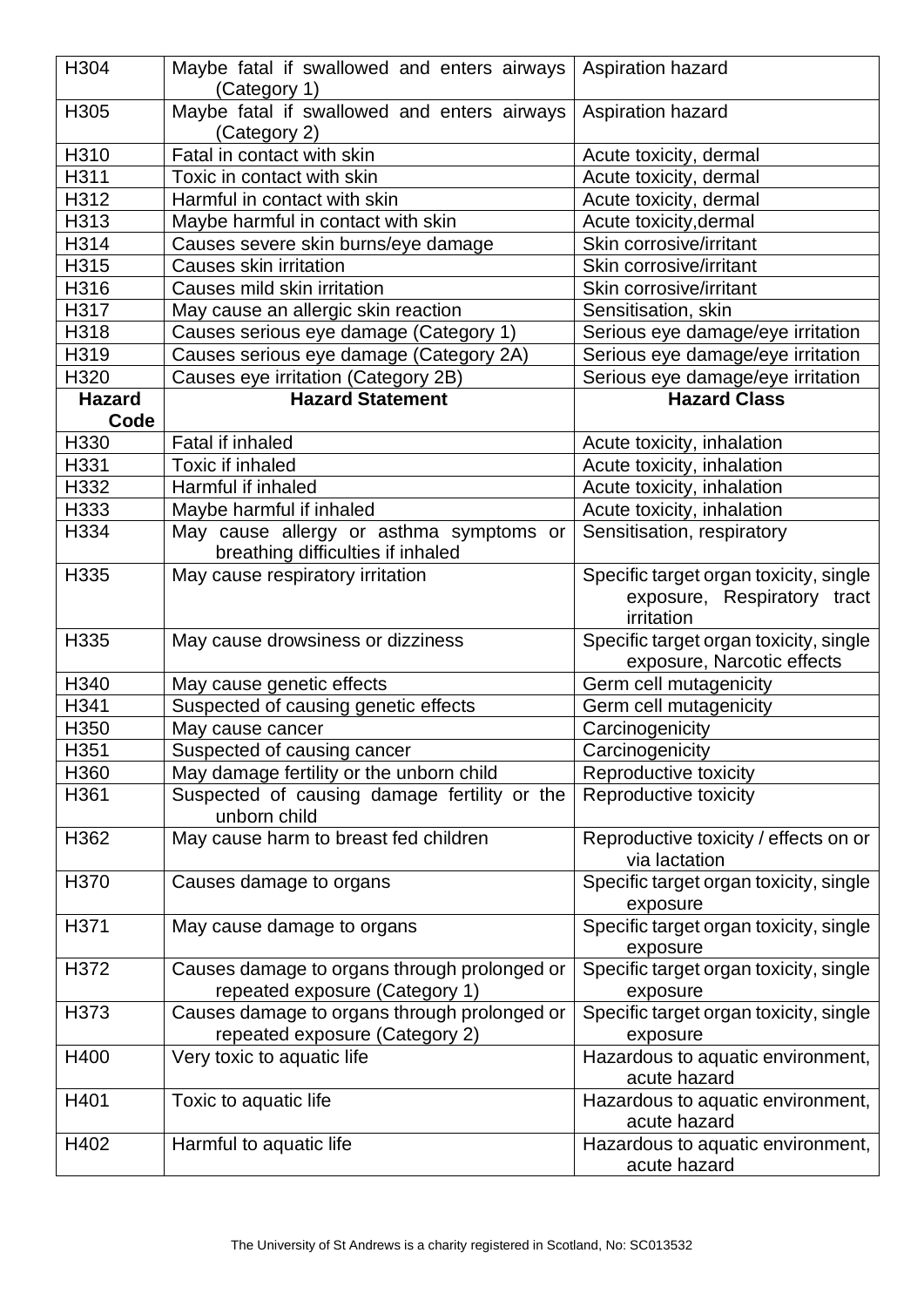| H304 | Maybe fatal if swallowed and enters airways (Category 1) | Aspiration hazard |
|---|---|---|
| H305 | Maybe fatal if swallowed and enters airways (Category 2) | Aspiration hazard |
| H310 | Fatal in contact with skin | Acute toxicity, dermal |
| H311 | Toxic in contact with skin | Acute toxicity, dermal |
| H312 | Harmful in contact with skin | Acute toxicity, dermal |
| H313 | Maybe harmful in contact with skin | Acute toxicity,dermal |
| H314 | Causes severe skin burns/eye damage | Skin corrosive/irritant |
| H315 | Causes skin irritation | Skin corrosive/irritant |
| H316 | Causes mild skin irritation | Skin corrosive/irritant |
| H317 | May cause an allergic skin reaction | Sensitisation, skin |
| H318 | Causes serious eye damage (Category 1) | Serious eye damage/eye irritation |
| H319 | Causes serious eye damage (Category 2A) | Serious eye damage/eye irritation |
| H320 | Causes eye irritation (Category 2B) | Serious eye damage/eye irritation |
| **Hazard Code** | **Hazard Statement** | **Hazard Class** |
| H330 | Fatal if inhaled | Acute toxicity, inhalation |
| H331 | Toxic if inhaled | Acute toxicity, inhalation |
| H332 | Harmful if inhaled | Acute toxicity, inhalation |
| H333 | Maybe harmful if inhaled | Acute toxicity, inhalation |
| H334 | May cause allergy or asthma symptoms or breathing difficulties if inhaled | Sensitisation, respiratory |
| H335 | May cause respiratory irritation | Specific target organ toxicity, single exposure, Respiratory tract irritation |
| H335 | May cause drowsiness or dizziness | Specific target organ toxicity, single exposure, Narcotic effects |
| H340 | May cause genetic effects | Germ cell mutagenicity |
| H341 | Suspected of causing genetic effects | Germ cell mutagenicity |
| H350 | May cause cancer | Carcinogenicity |
| H351 | Suspected of causing cancer | Carcinogenicity |
| H360 | May damage fertility or the unborn child | Reproductive toxicity |
| H361 | Suspected of causing damage fertility or the unborn child | Reproductive toxicity |
| H362 | May cause harm to breast fed children | Reproductive toxicity / effects on or via lactation |
| H370 | Causes damage to organs | Specific target organ toxicity, single exposure |
| H371 | May cause damage to organs | Specific target organ toxicity, single exposure |
| H372 | Causes damage to organs through prolonged or repeated exposure (Category 1) | Specific target organ toxicity, single exposure |
| H373 | Causes damage to organs through prolonged or repeated exposure (Category 2) | Specific target organ toxicity, single exposure |
| H400 | Very toxic to aquatic life | Hazardous to aquatic environment, acute hazard |
| H401 | Toxic to aquatic life | Hazardous to aquatic environment, acute hazard |
| H402 | Harmful to aquatic life | Hazardous to aquatic environment, acute hazard |

The University of St Andrews is a charity registered in Scotland, No: SC013532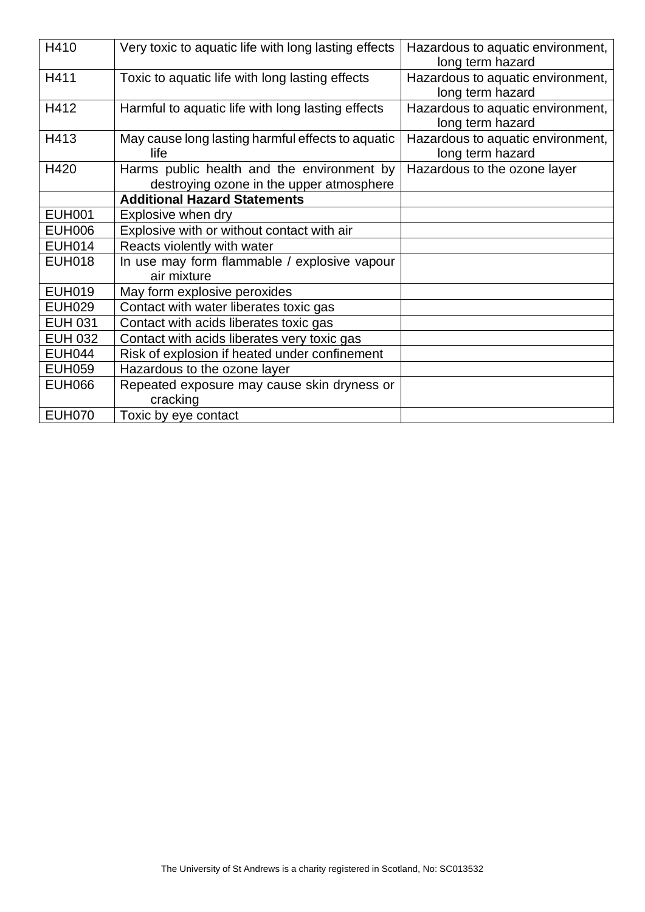| H410 | Very toxic to aquatic life with long lasting effects | Hazardous to aquatic environment, long term hazard |
|---|---|---|
| H411 | Toxic to aquatic life with long lasting effects | Hazardous to aquatic environment, long term hazard |
| H412 | Harmful to aquatic life with long lasting effects | Hazardous to aquatic environment, long term hazard |
| H413 | May cause long lasting harmful effects to aquatic life | Hazardous to aquatic environment, long term hazard |
| H420 | Harms public health and the environment by destroying ozone in the upper atmosphere | Hazardous to the ozone layer |
| | **Additional Hazard Statements** | |
| EUH001 | Explosive when dry | |
| EUH006 | Explosive with or without contact with air | |
| EUH014 | Reacts violently with water | |
| EUH018 | In use may form flammable / explosive vapour air mixture | |
| EUH019 | May form explosive peroxides | |
| EUH029 | Contact with water liberates toxic gas | |
| EUH 031 | Contact with acids liberates toxic gas | |
| EUH 032 | Contact with acids liberates very toxic gas | |
| EUH044 | Risk of explosion if heated under confinement | |
| EUH059 | Hazardous to the ozone layer | |
| EUH066 | Repeated exposure may cause skin dryness or cracking | |
| EUH070 | Toxic by eye contact | |

The University of St Andrews is a charity registered in Scotland, No: SC013532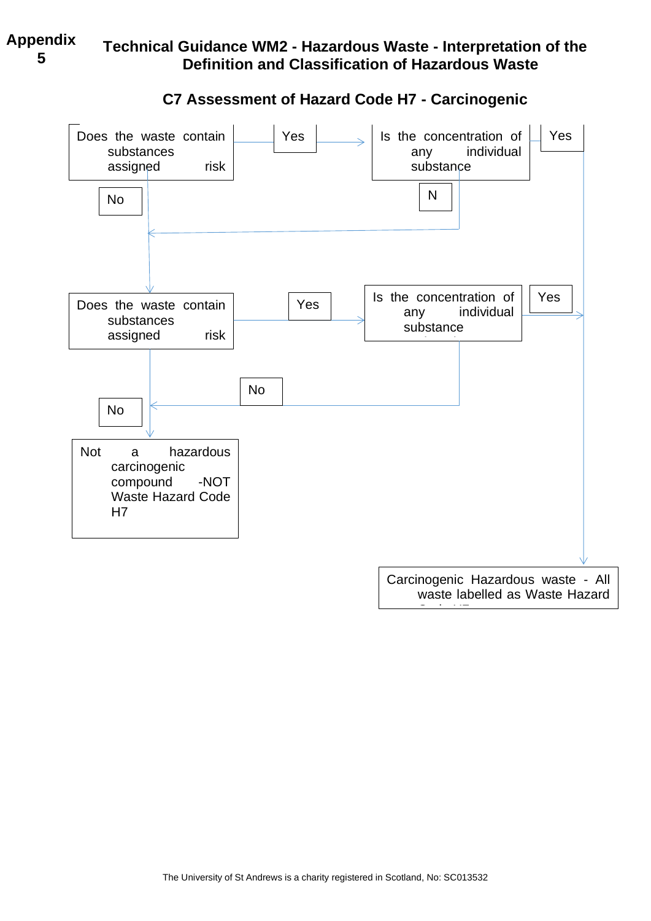**Appendix 5**

# Technical Guidance WM2 - Hazardous Waste - Interpretation of the Definition and Classification of Hazardous Waste

## C7 Assessment of Hazard Code H7 - Carcinogenic

Does the waste contain substances assigned risk

Yes

Is the concentration of any individual substance

Yes

No

N

Does the waste contain substances assigned risk

Yes

Is the concentration of any individual substance

Yes

No

No

Not a hazardous carcinogenic compound -NOT Waste Hazard Code H7

Carcinogenic Hazardous waste - All waste labelled as Waste Hazard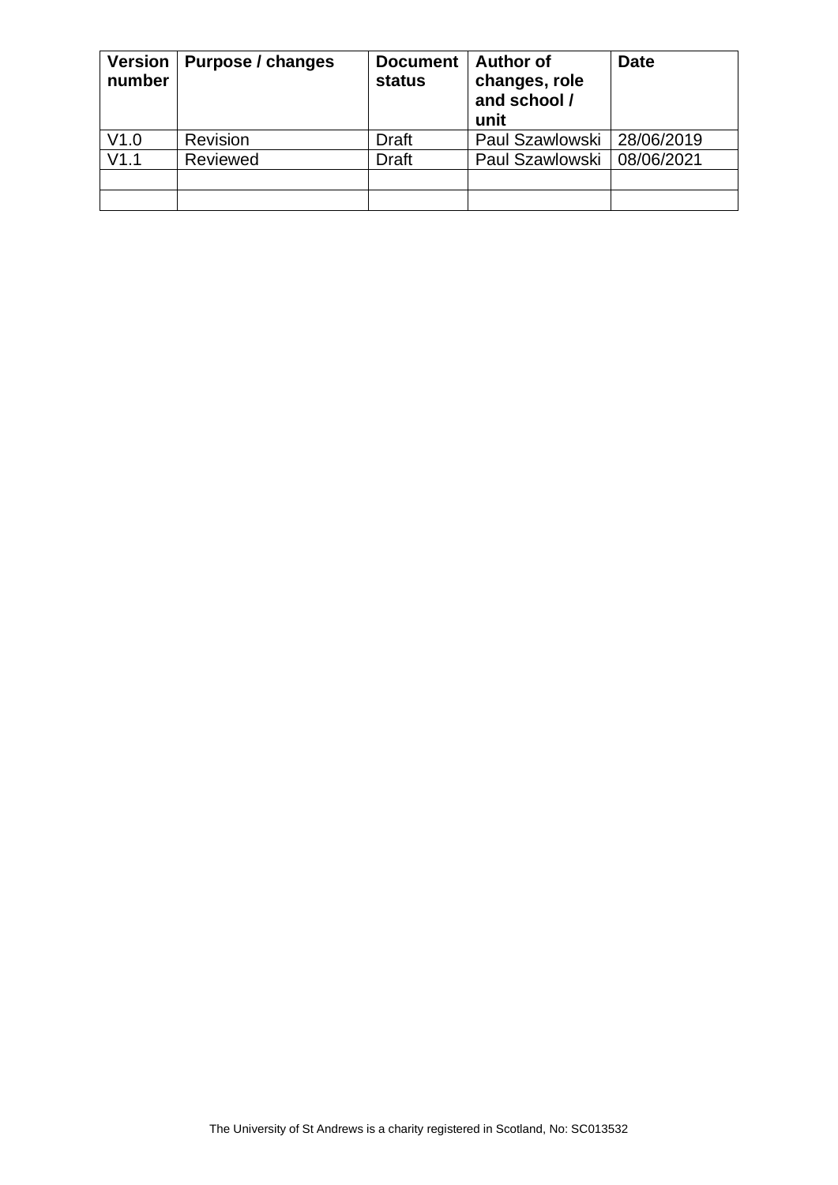| Version number | Purpose / changes | Document status | Author of changes, role and school / unit | Date |
|---|---|---|---|---|
| V1.0 | Revision | Draft | Paul Szawlowski | 28/06/2019 |
| V1.1 | Reviewed | Draft | Paul Szawlowski | 08/06/2021 |
| | | | | |
| | | | | |